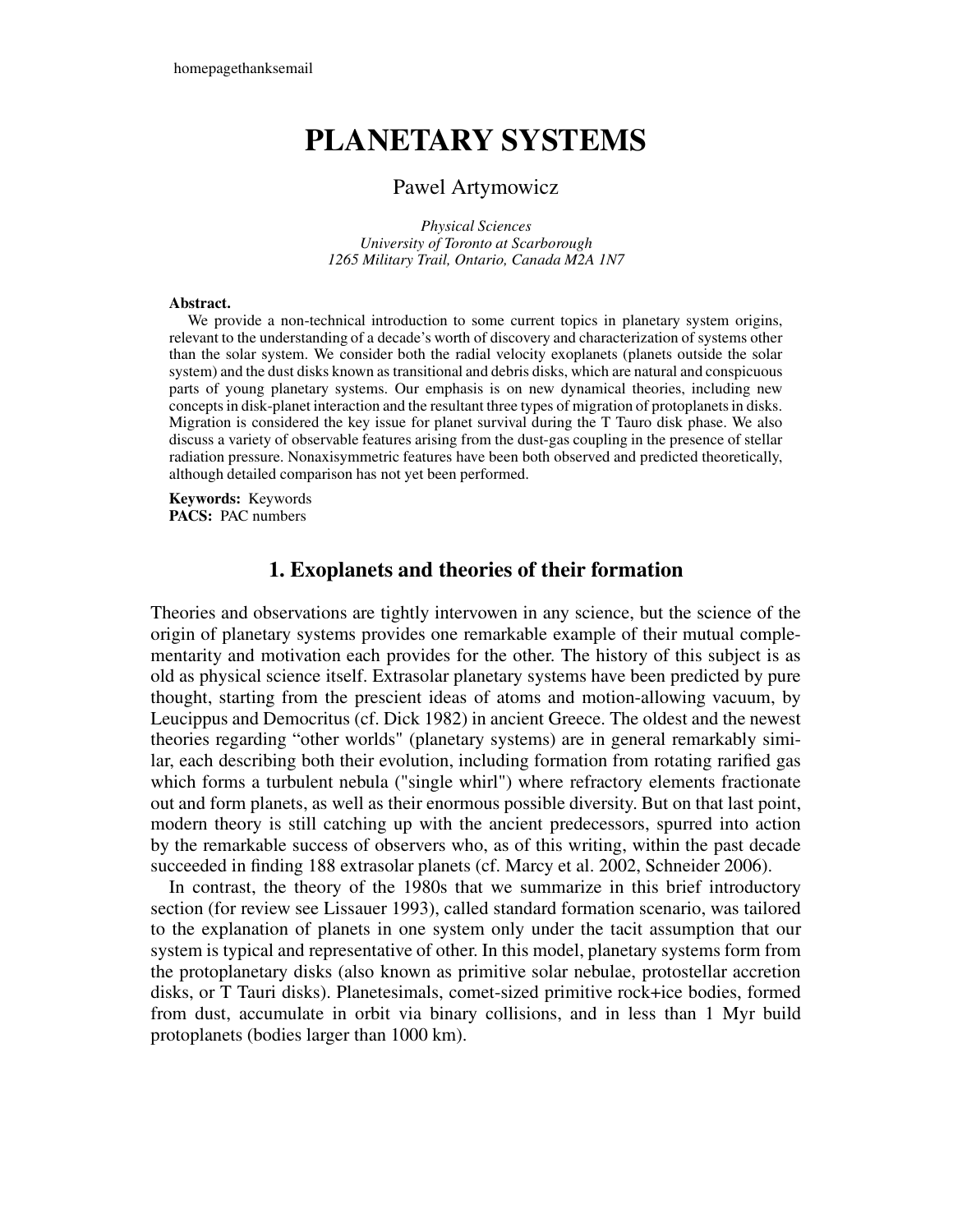homepagethanksemail

# PLANETARY SYSTEMS

Pawel Artymowicz

*Physical Sciences*
*University of Toronto at Scarborough*
*1265 Military Trail, Ontario, Canada M2A 1N7*

**Abstract.**
We provide a non-technical introduction to some current topics in planetary system origins, relevant to the understanding of a decade's worth of discovery and characterization of systems other than the solar system. We consider both the radial velocity exoplanets (planets outside the solar system) and the dust disks known as transitional and debris disks, which are natural and conspicuous parts of young planetary systems. Our emphasis is on new dynamical theories, including new concepts in disk-planet interaction and the resultant three types of migration of protoplanets in disks. Migration is considered the key issue for planet survival during the T Tauro disk phase. We also discuss a variety of observable features arising from the dust-gas coupling in the presence of stellar radiation pressure. Nonaxisymmetric features have been both observed and predicted theoretically, although detailed comparison has not yet been performed.

**Keywords:** Keywords
**PACS:** PAC numbers

## 1. Exoplanets and theories of their formation

Theories and observations are tightly intervowen in any science, but the science of the origin of planetary systems provides one remarkable example of their mutual complementarity and motivation each provides for the other. The history of this subject is as old as physical science itself. Extrasolar planetary systems have been predicted by pure thought, starting from the prescient ideas of atoms and motion-allowing vacuum, by Leucippus and Democritus (cf. Dick 1982) in ancient Greece. The oldest and the newest theories regarding "other worlds" (planetary systems) are in general remarkably similar, each describing both their evolution, including formation from rotating rarified gas which forms a turbulent nebula ("single whirl") where refractory elements fractionate out and form planets, as well as their enormous possible diversity. But on that last point, modern theory is still catching up with the ancient predecessors, spurred into action by the remarkable success of observers who, as of this writing, within the past decade succeeded in finding 188 extrasolar planets (cf. Marcy et al. 2002, Schneider 2006).

In contrast, the theory of the 1980s that we summarize in this brief introductory section (for review see Lissauer 1993), called standard formation scenario, was tailored to the explanation of planets in one system only under the tacit assumption that our system is typical and representative of other. In this model, planetary systems form from the protoplanetary disks (also known as primitive solar nebulae, protostellar accretion disks, or T Tauri disks). Planetesimals, comet-sized primitive rock+ice bodies, formed from dust, accumulate in orbit via binary collisions, and in less than 1 Myr build protoplanets (bodies larger than 1000 km).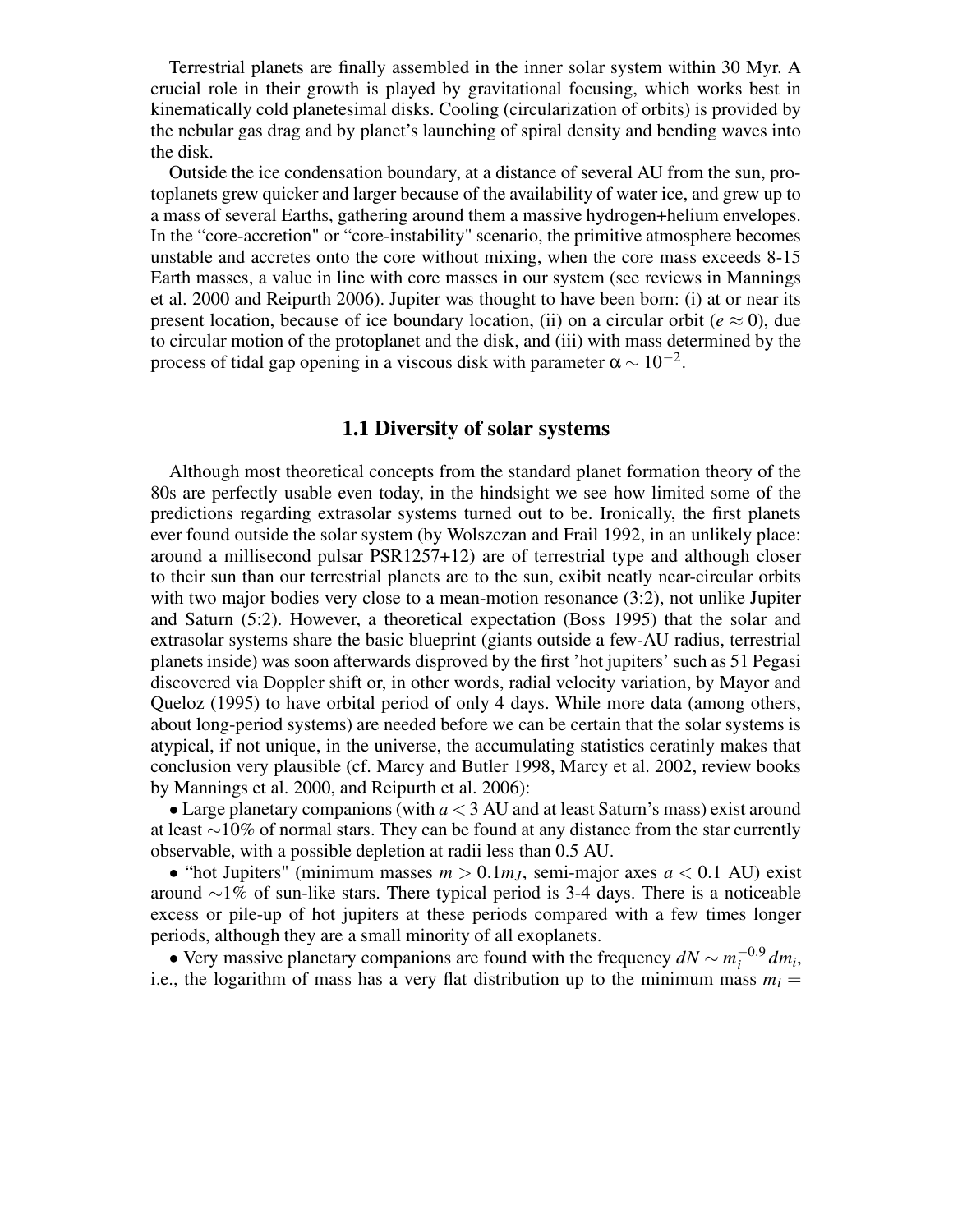Terrestrial planets are finally assembled in the inner solar system within 30 Myr. A crucial role in their growth is played by gravitational focusing, which works best in kinematically cold planetesimal disks. Cooling (circularization of orbits) is provided by the nebular gas drag and by planet's launching of spiral density and bending waves into the disk.

Outside the ice condensation boundary, at a distance of several AU from the sun, protoplanets grew quicker and larger because of the availability of water ice, and grew up to a mass of several Earths, gathering around them a massive hydrogen+helium envelopes. In the "core-accretion" or "core-instability" scenario, the primitive atmosphere becomes unstable and accretes onto the core without mixing, when the core mass exceeds 8-15 Earth masses, a value in line with core masses in our system (see reviews in Mannings et al. 2000 and Reipurth 2006). Jupiter was thought to have been born: (i) at or near its present location, because of ice boundary location, (ii) on a circular orbit ($e \approx 0$), due to circular motion of the protoplanet and the disk, and (iii) with mass determined by the process of tidal gap opening in a viscous disk with parameter $\alpha \sim 10^{-2}$.

## 1.1 Diversity of solar systems

Although most theoretical concepts from the standard planet formation theory of the 80s are perfectly usable even today, in the hindsight we see how limited some of the predictions regarding extrasolar systems turned out to be. Ironically, the first planets ever found outside the solar system (by Wolszczan and Frail 1992, in an unlikely place: around a millisecond pulsar PSR1257+12) are of terrestrial type and although closer to their sun than our terrestrial planets are to the sun, exibit neatly near-circular orbits with two major bodies very close to a mean-motion resonance (3:2), not unlike Jupiter and Saturn (5:2). However, a theoretical expectation (Boss 1995) that the solar and extrasolar systems share the basic blueprint (giants outside a few-AU radius, terrestrial planets inside) was soon afterwards disproved by the first 'hot jupiters' such as 51 Pegasi discovered via Doppler shift or, in other words, radial velocity variation, by Mayor and Queloz (1995) to have orbital period of only 4 days. While more data (among others, about long-period systems) are needed before we can be certain that the solar systems is atypical, if not unique, in the universe, the accumulating statistics ceratinly makes that conclusion very plausible (cf. Marcy and Butler 1998, Marcy et al. 2002, review books by Mannings et al. 2000, and Reipurth et al. 2006):

- Large planetary companions (with $a < 3$ AU and at least Saturn's mass) exist around at least $\sim$10% of normal stars. They can be found at any distance from the star currently observable, with a possible depletion at radii less than 0.5 AU.
- "hot Jupiters" (minimum masses $m > 0.1 m_J$, semi-major axes $a < 0.1$ AU) exist around $\sim$1% of sun-like stars. There typical period is 3-4 days. There is a noticeable excess or pile-up of hot jupiters at these periods compared with a few times longer periods, although they are a small minority of all exoplanets.
- Very massive planetary companions are found with the frequency $dN \sim m_i^{-0.9}\, dm_i$, i.e., the logarithm of mass has a very flat distribution up to the minimum mass $m_i =$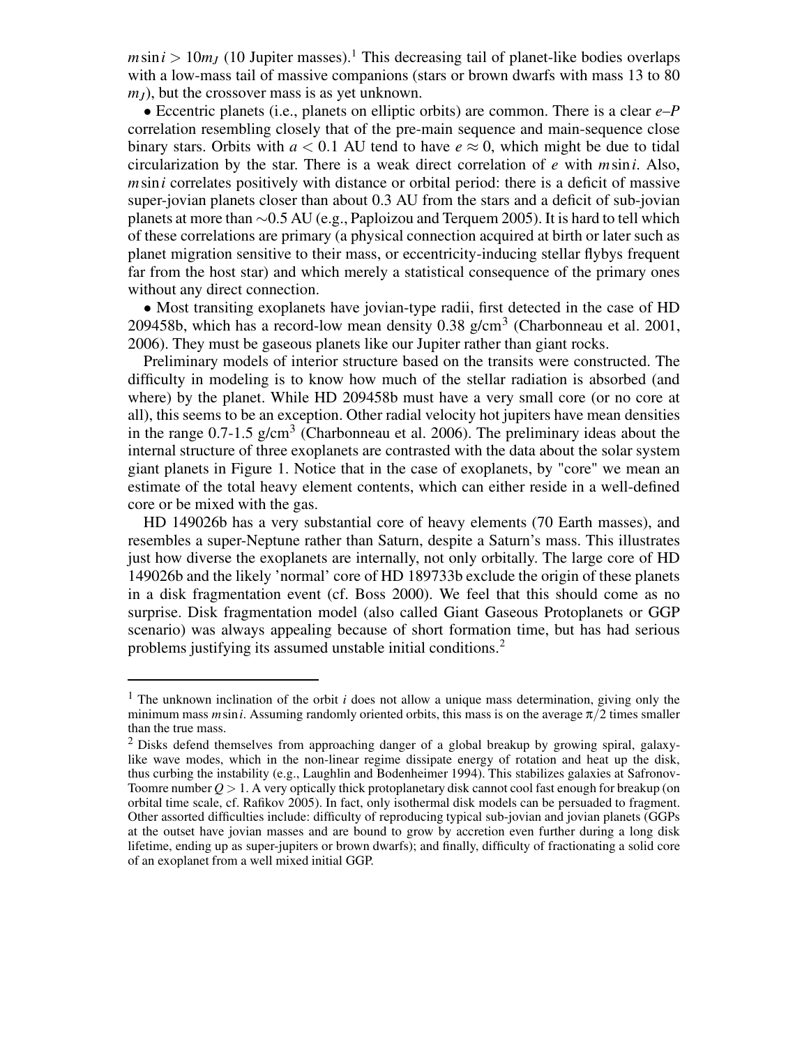$m \sin i > 10 m_J$ (10 Jupiter masses).[1] This decreasing tail of planet-like bodies overlaps with a low-mass tail of massive companions (stars or brown dwarfs with mass 13 to 80 $m_J$), but the crossover mass is as yet unknown.

• Eccentric planets (i.e., planets on elliptic orbits) are common. There is a clear $e$–$P$ correlation resembling closely that of the pre-main sequence and main-sequence close binary stars. Orbits with $a < 0.1$ AU tend to have $e \approx 0$, which might be due to tidal circularization by the star. There is a weak direct correlation of $e$ with $m \sin i$. Also, $m \sin i$ correlates positively with distance or orbital period: there is a deficit of massive super-jovian planets closer than about 0.3 AU from the stars and a deficit of sub-jovian planets at more than ~0.5 AU (e.g., Paploizou and Terquem 2005). It is hard to tell which of these correlations are primary (a physical connection acquired at birth or later such as planet migration sensitive to their mass, or eccentricity-inducing stellar flybys frequent far from the host star) and which merely a statistical consequence of the primary ones without any direct connection.

• Most transiting exoplanets have jovian-type radii, first detected in the case of HD 209458b, which has a record-low mean density 0.38 g/cm$^3$ (Charbonneau et al. 2001, 2006). They must be gaseous planets like our Jupiter rather than giant rocks.

Preliminary models of interior structure based on the transits were constructed. The difficulty in modeling is to know how much of the stellar radiation is absorbed (and where) by the planet. While HD 209458b must have a very small core (or no core at all), this seems to be an exception. Other radial velocity hot jupiters have mean densities in the range 0.7-1.5 g/cm$^3$ (Charbonneau et al. 2006). The preliminary ideas about the internal structure of three exoplanets are contrasted with the data about the solar system giant planets in Figure 1. Notice that in the case of exoplanets, by "core" we mean an estimate of the total heavy element contents, which can either reside in a well-defined core or be mixed with the gas.

HD 149026b has a very substantial core of heavy elements (70 Earth masses), and resembles a super-Neptune rather than Saturn, despite a Saturn's mass. This illustrates just how diverse the exoplanets are internally, not only orbitally. The large core of HD 149026b and the likely 'normal' core of HD 189733b exclude the origin of these planets in a disk fragmentation event (cf. Boss 2000). We feel that this should come as no surprise. Disk fragmentation model (also called Giant Gaseous Protoplanets or GGP scenario) was always appealing because of short formation time, but has had serious problems justifying its assumed unstable initial conditions.[2]

---

[1] The unknown inclination of the orbit $i$ does not allow a unique mass determination, giving only the minimum mass $m \sin i$. Assuming randomly oriented orbits, this mass is on the average $\pi/2$ times smaller than the true mass.

[2] Disks defend themselves from approaching danger of a global breakup by growing spiral, galaxy-like wave modes, which in the non-linear regime dissipate energy of rotation and heat up the disk, thus curbing the instability (e.g., Laughlin and Bodenheimer 1994). This stabilizes galaxies at Safronov-Toomre number $Q > 1$. A very optically thick protoplanetary disk cannot cool fast enough for breakup (on orbital time scale, cf. Rafikov 2005). In fact, only isothermal disk models can be persuaded to fragment. Other assorted difficulties include: difficulty of reproducing typical sub-jovian and jovian planets (GGPs at the outset have jovian masses and are bound to grow by accretion even further during a long disk lifetime, ending up as super-jupiters or brown dwarfs); and finally, difficulty of fractionating a solid core of an exoplanet from a well mixed initial GGP.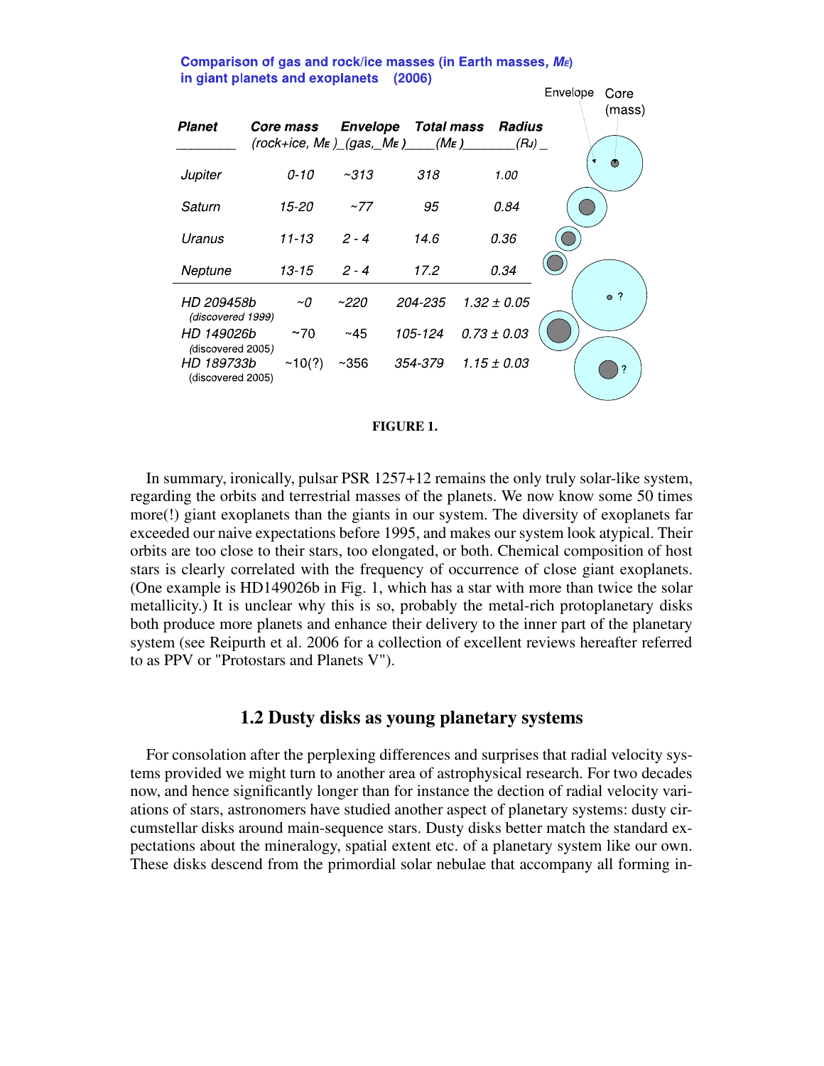**Comparison of gas and rock/ice masses (in Earth masses, $M_E$) in giant planets and exoplanets (2006)**

| Planet | Core mass (rock+ice, $M_E$) | Envelope (gas, $M_E$) | Total mass ($M_E$) | Radius ($R_J$) |
|---|---|---|---|---|
| Jupiter | 0-10 | ~313 | 318 | 1.00 |
| Saturn | 15-20 | ~77 | 95 | 0.84 |
| Uranus | 11-13 | 2 - 4 | 14.6 | 0.36 |
| Neptune | 13-15 | 2 - 4 | 17.2 | 0.34 |
| HD 209458b (discovered 1999) | ~0 | ~220 | 204-235 | 1.32 ± 0.05 |
| HD 149026b (discovered 2005) | ~70 | ~45 | 105-124 | 0.73 ± 0.03 |
| HD 189733b (discovered 2005) | ~10(?) | ~356 | 354-379 | 1.15 ± 0.03 |

**FIGURE 1.**

In summary, ironically, pulsar PSR 1257+12 remains the only truly solar-like system, regarding the orbits and terrestrial masses of the planets. We now know some 50 times more(!) giant exoplanets than the giants in our system. The diversity of exoplanets far exceeded our naive expectations before 1995, and makes our system look atypical. Their orbits are too close to their stars, too elongated, or both. Chemical composition of host stars is clearly correlated with the frequency of occurrence of close giant exoplanets. (One example is HD149026b in Fig. 1, which has a star with more than twice the solar metallicity.) It is unclear why this is so, probably the metal-rich protoplanetary disks both produce more planets and enhance their delivery to the inner part of the planetary system (see Reipurth et al. 2006 for a collection of excellent reviews hereafter referred to as PPV or "Protostars and Planets V").

## 1.2 Dusty disks as young planetary systems

For consolation after the perplexing differences and surprises that radial velocity systems provided we might turn to another area of astrophysical research. For two decades now, and hence significantly longer than for instance the dection of radial velocity variations of stars, astronomers have studied another aspect of planetary systems: dusty circumstellar disks around main-sequence stars. Dusty disks better match the standard expectations about the mineralogy, spatial extent etc. of a planetary system like our own. These disks descend from the primordial solar nebulae that accompany all forming in-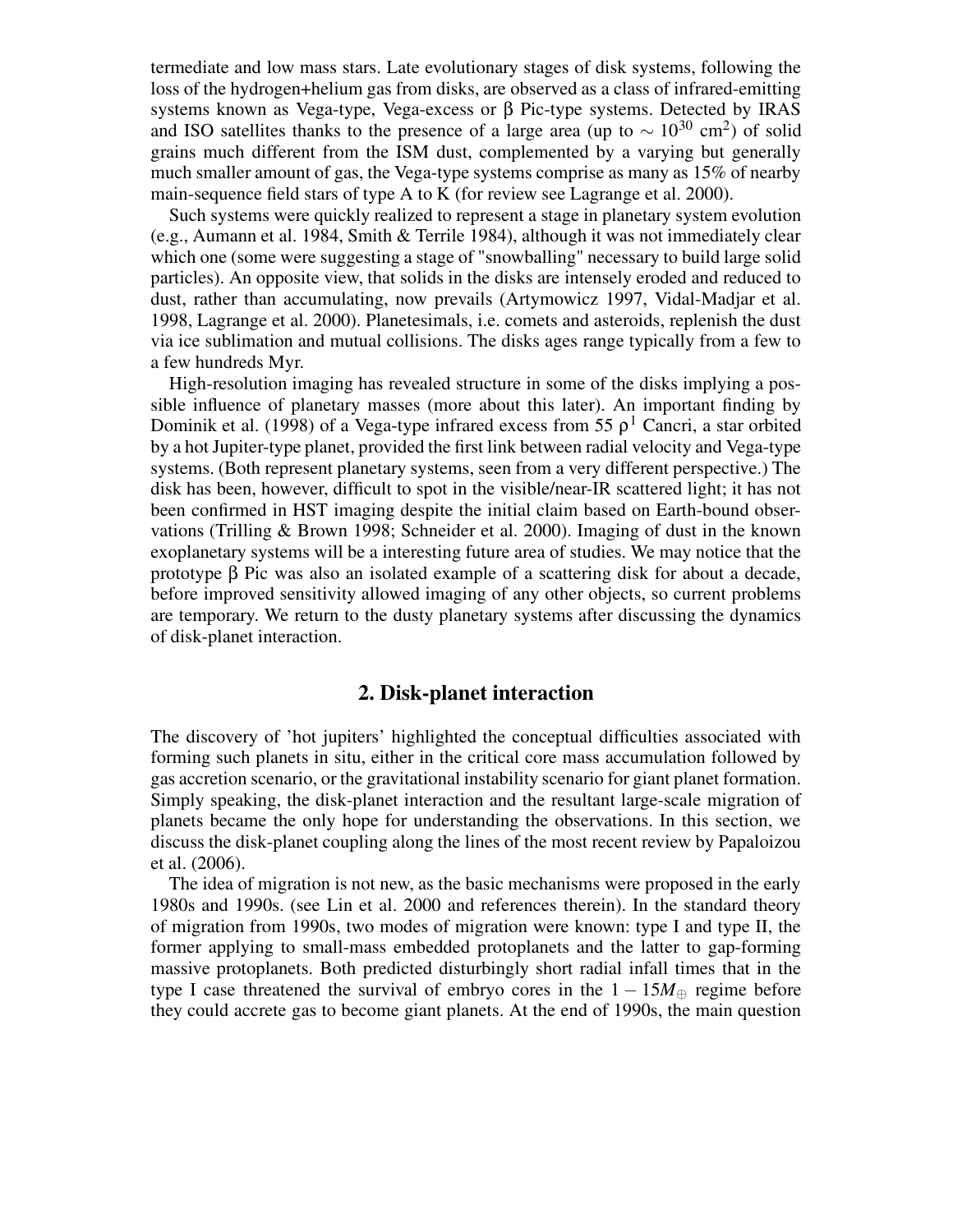termediate and low mass stars. Late evolutionary stages of disk systems, following the loss of the hydrogen+helium gas from disks, are observed as a class of infrared-emitting systems known as Vega-type, Vega-excess or $\beta$ Pic-type systems. Detected by IRAS and ISO satellites thanks to the presence of a large area (up to $\sim 10^{30}$ cm$^2$) of solid grains much different from the ISM dust, complemented by a varying but generally much smaller amount of gas, the Vega-type systems comprise as many as 15% of nearby main-sequence field stars of type A to K (for review see Lagrange et al. 2000).

Such systems were quickly realized to represent a stage in planetary system evolution (e.g., Aumann et al. 1984, Smith & Terrile 1984), although it was not immediately clear which one (some were suggesting a stage of "snowballing" necessary to build large solid particles). An opposite view, that solids in the disks are intensely eroded and reduced to dust, rather than accumulating, now prevails (Artymowicz 1997, Vidal-Madjar et al. 1998, Lagrange et al. 2000). Planetesimals, i.e. comets and asteroids, replenish the dust via ice sublimation and mutual collisions. The disks ages range typically from a few to a few hundreds Myr.

High-resolution imaging has revealed structure in some of the disks implying a possible influence of planetary masses (more about this later). An important finding by Dominik et al. (1998) of a Vega-type infrared excess from 55 $\rho^1$ Cancri, a star orbited by a hot Jupiter-type planet, provided the first link between radial velocity and Vega-type systems. (Both represent planetary systems, seen from a very different perspective.) The disk has been, however, difficult to spot in the visible/near-IR scattered light; it has not been confirmed in HST imaging despite the initial claim based on Earth-bound observations (Trilling & Brown 1998; Schneider et al. 2000). Imaging of dust in the known exoplanetary systems will be a interesting future area of studies. We may notice that the prototype $\beta$ Pic was also an isolated example of a scattering disk for about a decade, before improved sensitivity allowed imaging of any other objects, so current problems are temporary. We return to the dusty planetary systems after discussing the dynamics of disk-planet interaction.

## 2. Disk-planet interaction

The discovery of 'hot jupiters' highlighted the conceptual difficulties associated with forming such planets in situ, either in the critical core mass accumulation followed by gas accretion scenario, or the gravitational instability scenario for giant planet formation. Simply speaking, the disk-planet interaction and the resultant large-scale migration of planets became the only hope for understanding the observations. In this section, we discuss the disk-planet coupling along the lines of the most recent review by Papaloizou et al. (2006).

The idea of migration is not new, as the basic mechanisms were proposed in the early 1980s and 1990s. (see Lin et al. 2000 and references therein). In the standard theory of migration from 1990s, two modes of migration were known: type I and type II, the former applying to small-mass embedded protoplanets and the latter to gap-forming massive protoplanets. Both predicted disturbingly short radial infall times that in the type I case threatened the survival of embryo cores in the $1-15 M_{\oplus}$ regime before they could accrete gas to become giant planets. At the end of 1990s, the main question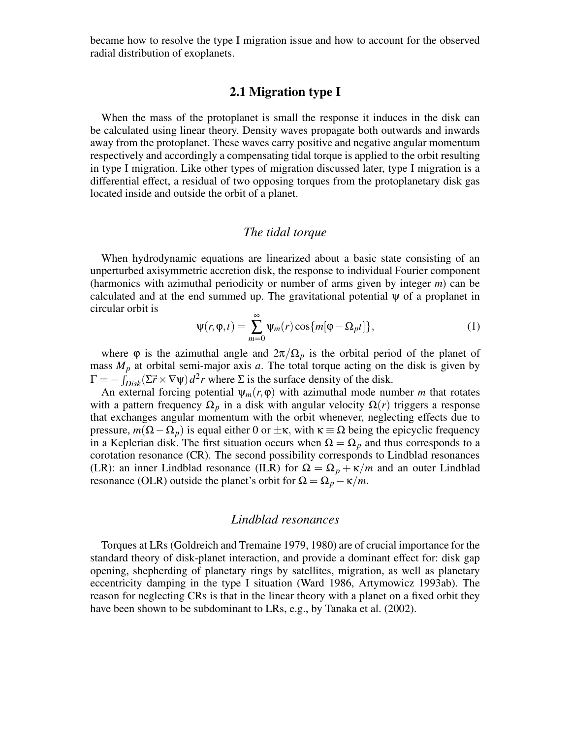became how to resolve the type I migration issue and how to account for the observed radial distribution of exoplanets.

## 2.1 Migration type I

When the mass of the protoplanet is small the response it induces in the disk can be calculated using linear theory. Density waves propagate both outwards and inwards away from the protoplanet. These waves carry positive and negative angular momentum respectively and accordingly a compensating tidal torque is applied to the orbit resulting in type I migration. Like other types of migration discussed later, type I migration is a differential effect, a residual of two opposing torques from the protoplanetary disk gas located inside and outside the orbit of a planet.

### *The tidal torque*

When hydrodynamic equations are linearized about a basic state consisting of an unperturbed axisymmetric accretion disk, the response to individual Fourier component (harmonics with azimuthal periodicity or number of arms given by integer $m$) can be calculated and at the end summed up. The gravitational potential $\psi$ of a proplanet in circular orbit is

$$\psi(r,\varphi,t) = \sum_{m=0}^{\infty} \psi_m(r)\cos\{m[\varphi - \Omega_p t]\}, \tag{1}$$

where $\varphi$ is the azimuthal angle and $2\pi/\Omega_p$ is the orbital period of the planet of mass $M_p$ at orbital semi-major axis $a$. The total torque acting on the disk is given by $\Gamma = -\int_{Disk}(\Sigma\vec{r}\times\nabla\psi)\,d^2r$ where $\Sigma$ is the surface density of the disk.

An external forcing potential $\psi_m(r,\varphi)$ with azimuthal mode number $m$ that rotates with a pattern frequency $\Omega_p$ in a disk with angular velocity $\Omega(r)$ triggers a response that exchanges angular momentum with the orbit whenever, neglecting effects due to pressure, $m(\Omega-\Omega_p)$ is equal either 0 or $\pm\kappa$, with $\kappa\equiv\Omega$ being the epicyclic frequency in a Keplerian disk. The first situation occurs when $\Omega=\Omega_p$ and thus corresponds to a corotation resonance (CR). The second possibility corresponds to Lindblad resonances (LR): an inner Lindblad resonance (ILR) for $\Omega=\Omega_p+\kappa/m$ and an outer Lindblad resonance (OLR) outside the planet's orbit for $\Omega=\Omega_p-\kappa/m$.

### *Lindblad resonances*

Torques at LRs (Goldreich and Tremaine 1979, 1980) are of crucial importance for the standard theory of disk-planet interaction, and provide a dominant effect for: disk gap opening, shepherding of planetary rings by satellites, migration, as well as planetary eccentricity damping in the type I situation (Ward 1986, Artymowicz 1993ab). The reason for neglecting CRs is that in the linear theory with a planet on a fixed orbit they have been shown to be subdominant to LRs, e.g., by Tanaka et al. (2002).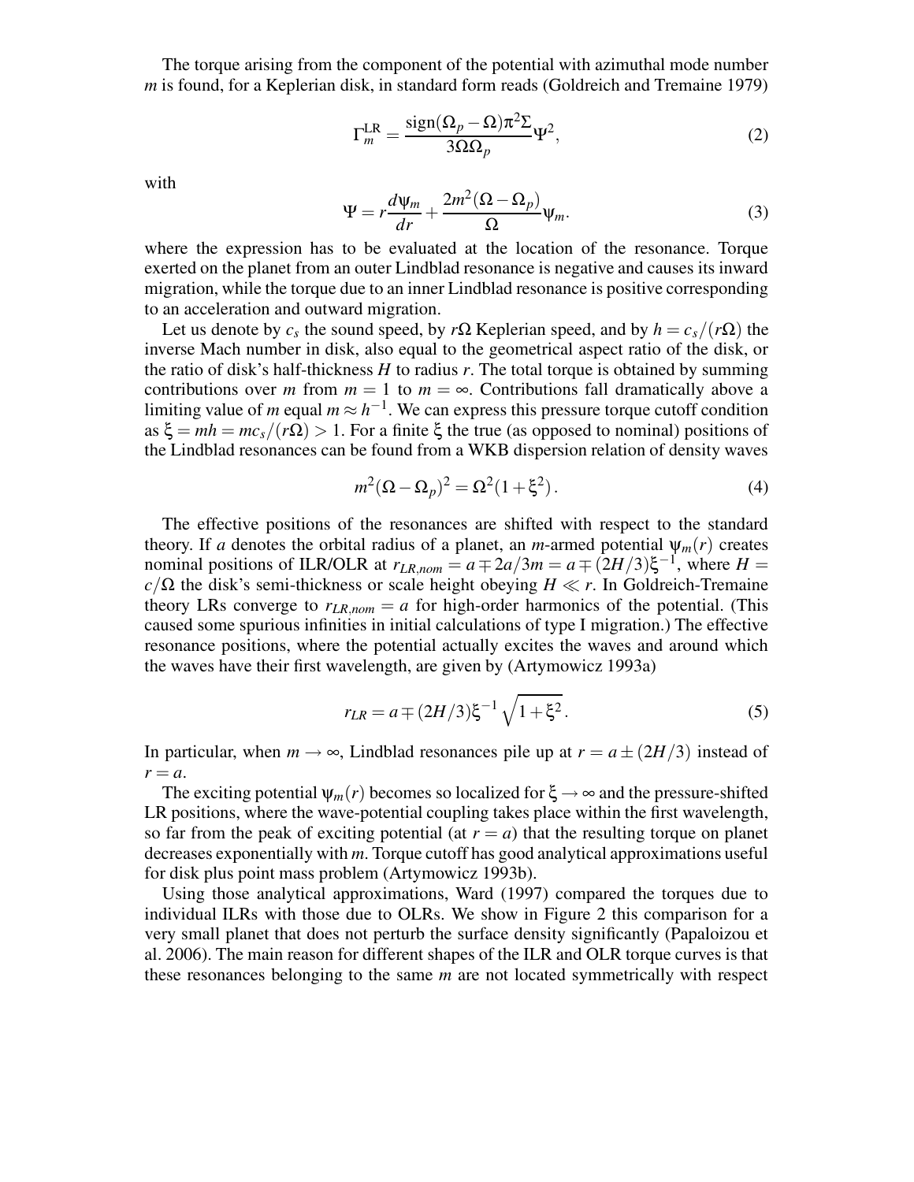The torque arising from the component of the potential with azimuthal mode number $m$ is found, for a Keplerian disk, in standard form reads (Goldreich and Tremaine 1979)

$$\Gamma_m^{\mathrm{LR}} = \frac{\mathrm{sign}(\Omega_p - \Omega)\pi^2 \Sigma}{3\Omega\Omega_p} \Psi^2, \tag{2}$$

with

$$\Psi = r\frac{d\psi_m}{dr} + \frac{2m^2(\Omega - \Omega_p)}{\Omega}\psi_m. \tag{3}$$

where the expression has to be evaluated at the location of the resonance. Torque exerted on the planet from an outer Lindblad resonance is negative and causes its inward migration, while the torque due to an inner Lindblad resonance is positive corresponding to an acceleration and outward migration.

Let us denote by $c_s$ the sound speed, by $r\Omega$ Keplerian speed, and by $h = c_s/(r\Omega)$ the inverse Mach number in disk, also equal to the geometrical aspect ratio of the disk, or the ratio of disk's half-thickness $H$ to radius $r$. The total torque is obtained by summing contributions over $m$ from $m = 1$ to $m = \infty$. Contributions fall dramatically above a limiting value of $m$ equal $m \approx h^{-1}$. We can express this pressure torque cutoff condition as $\xi = mh = mc_s/(r\Omega) > 1$. For a finite $\xi$ the true (as opposed to nominal) positions of the Lindblad resonances can be found from a WKB dispersion relation of density waves

$$m^2(\Omega - \Omega_p)^2 = \Omega^2(1 + \xi^2). \tag{4}$$

The effective positions of the resonances are shifted with respect to the standard theory. If $a$ denotes the orbital radius of a planet, an $m$-armed potential $\psi_m(r)$ creates nominal positions of ILR/OLR at $r_{LR,nom} = a \mp 2a/3m = a \mp (2H/3)\xi^{-1}$, where $H = c/\Omega$ the disk's semi-thickness or scale height obeying $H \ll r$. In Goldreich-Tremaine theory LRs converge to $r_{LR,nom} = a$ for high-order harmonics of the potential. (This caused some spurious infinities in initial calculations of type I migration.) The effective resonance positions, where the potential actually excites the waves and around which the waves have their first wavelength, are given by (Artymowicz 1993a)

$$r_{LR} = a \mp (2H/3)\xi^{-1}\sqrt{1 + \xi^2}. \tag{5}$$

In particular, when $m \to \infty$, Lindblad resonances pile up at $r = a \pm (2H/3)$ instead of $r = a$.

The exciting potential $\psi_m(r)$ becomes so localized for $\xi \to \infty$ and the pressure-shifted LR positions, where the wave-potential coupling takes place within the first wavelength, so far from the peak of exciting potential (at $r = a$) that the resulting torque on planet decreases exponentially with $m$. Torque cutoff has good analytical approximations useful for disk plus point mass problem (Artymowicz 1993b).

Using those analytical approximations, Ward (1997) compared the torques due to individual ILRs with those due to OLRs. We show in Figure 2 this comparison for a very small planet that does not perturb the surface density significantly (Papaloizou et al. 2006). The main reason for different shapes of the ILR and OLR torque curves is that these resonances belonging to the same $m$ are not located symmetrically with respect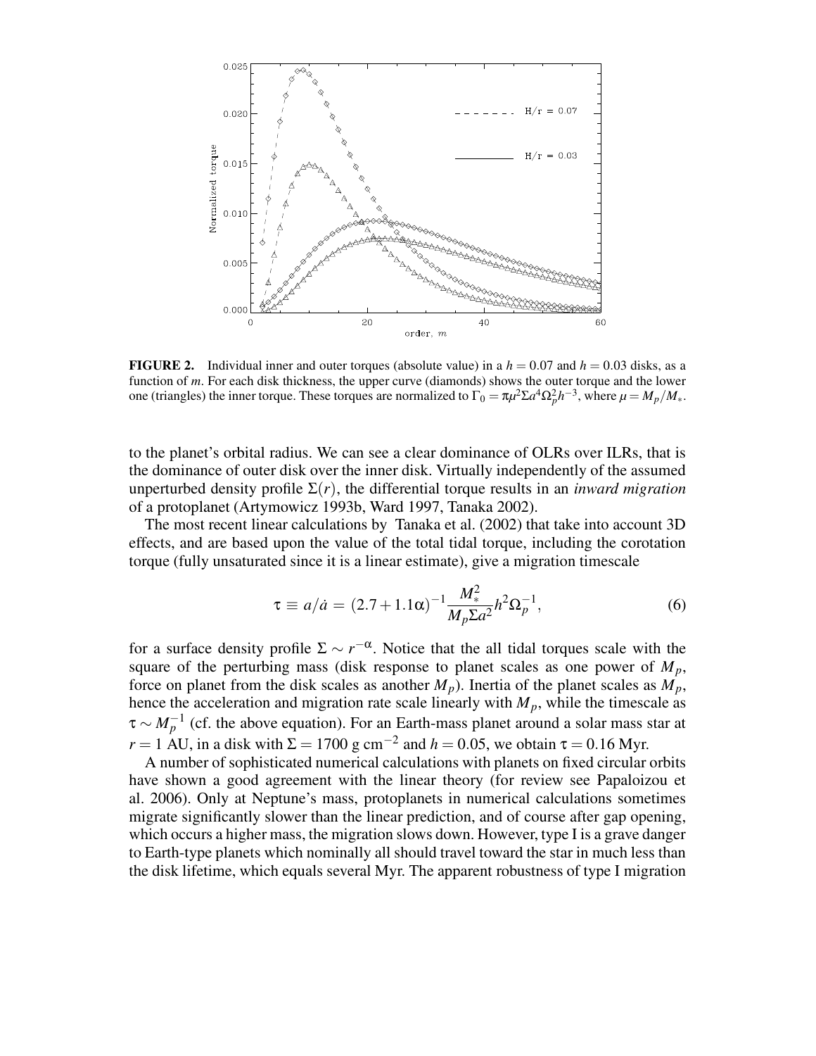**FIGURE 2.** Individual inner and outer torques (absolute value) in a $h = 0.07$ and $h = 0.03$ disks, as a function of $m$. For each disk thickness, the upper curve (diamonds) shows the outer torque and the lower one (triangles) the inner torque. These torques are normalized to $\Gamma_0 = \pi\mu^2\Sigma a^4\Omega_p^2 h^{-3}$, where $\mu = M_p/M_*$.

to the planet's orbital radius. We can see a clear dominance of OLRs over ILRs, that is the dominance of outer disk over the inner disk. Virtually independently of the assumed unperturbed density profile $\Sigma(r)$, the differential torque results in an *inward migration* of a protoplanet (Artymowicz 1993b, Ward 1997, Tanaka 2002).

The most recent linear calculations by Tanaka et al. (2002) that take into account 3D effects, and are based upon the value of the total tidal torque, including the corotation torque (fully unsaturated since it is a linear estimate), give a migration timescale

$$\tau \equiv a/\dot{a} = (2.7 + 1.1\alpha)^{-1} \frac{M_*^2}{M_p \Sigma a^2} h^2 \Omega_p^{-1}, \tag{6}$$

for a surface density profile $\Sigma \sim r^{-\alpha}$. Notice that the all tidal torques scale with the square of the perturbing mass (disk response to planet scales as one power of $M_p$, force on planet from the disk scales as another $M_p$). Inertia of the planet scales as $M_p$, hence the acceleration and migration rate scale linearly with $M_p$, while the timescale as $\tau \sim M_p^{-1}$ (cf. the above equation). For an Earth-mass planet around a solar mass star at $r = 1$ AU, in a disk with $\Sigma = 1700$ g cm$^{-2}$ and $h = 0.05$, we obtain $\tau = 0.16$ Myr.

A number of sophisticated numerical calculations with planets on fixed circular orbits have shown a good agreement with the linear theory (for review see Papaloizou et al. 2006). Only at Neptune's mass, protoplanets in numerical calculations sometimes migrate significantly slower than the linear prediction, and of course after gap opening, which occurs a higher mass, the migration slows down. However, type I is a grave danger to Earth-type planets which nominally all should travel toward the star in much less than the disk lifetime, which equals several Myr. The apparent robustness of type I migration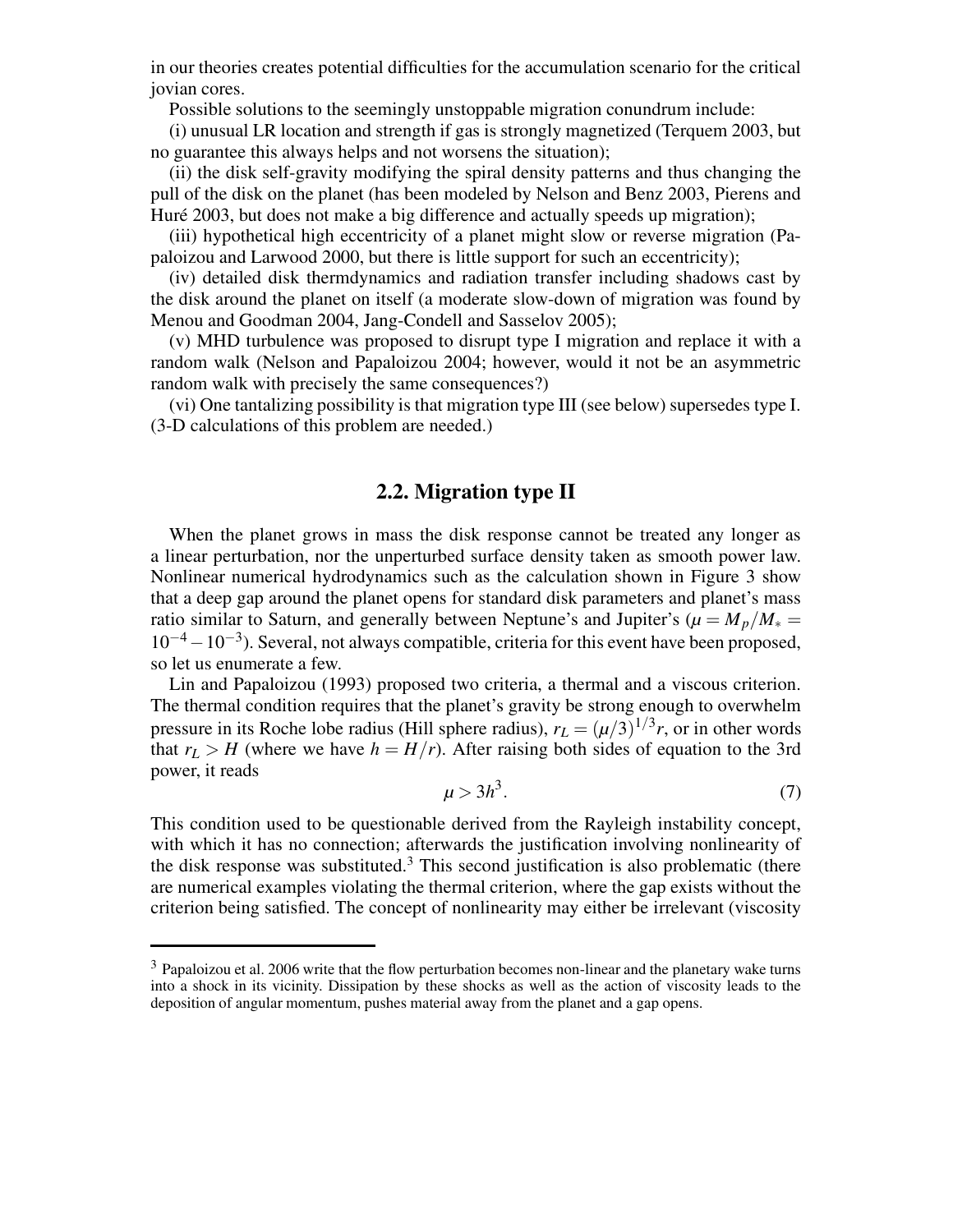in our theories creates potential difficulties for the accumulation scenario for the critical jovian cores.

Possible solutions to the seemingly unstoppable migration conundrum include:

(i) unusual LR location and strength if gas is strongly magnetized (Terquem 2003, but no guarantee this always helps and not worsens the situation);

(ii) the disk self-gravity modifying the spiral density patterns and thus changing the pull of the disk on the planet (has been modeled by Nelson and Benz 2003, Pierens and Huré 2003, but does not make a big difference and actually speeds up migration);

(iii) hypothetical high eccentricity of a planet might slow or reverse migration (Papaloizou and Larwood 2000, but there is little support for such an eccentricity);

(iv) detailed disk thermdynamics and radiation transfer including shadows cast by the disk around the planet on itself (a moderate slow-down of migration was found by Menou and Goodman 2004, Jang-Condell and Sasselov 2005);

(v) MHD turbulence was proposed to disrupt type I migration and replace it with a random walk (Nelson and Papaloizou 2004; however, would it not be an asymmetric random walk with precisely the same consequences?)

(vi) One tantalizing possibility is that migration type III (see below) supersedes type I. (3-D calculations of this problem are needed.)

## 2.2. Migration type II

When the planet grows in mass the disk response cannot be treated any longer as a linear perturbation, nor the unperturbed surface density taken as smooth power law. Nonlinear numerical hydrodynamics such as the calculation shown in Figure 3 show that a deep gap around the planet opens for standard disk parameters and planet's mass ratio similar to Saturn, and generally between Neptune's and Jupiter's ($\mu = M_p/M_* = 10^{-4} - 10^{-3}$). Several, not always compatible, criteria for this event have been proposed, so let us enumerate a few.

Lin and Papaloizou (1993) proposed two criteria, a thermal and a viscous criterion. The thermal condition requires that the planet's gravity be strong enough to overwhelm pressure in its Roche lobe radius (Hill sphere radius), $r_L = (\mu/3)^{1/3} r$, or in other words that $r_L > H$ (where we have $h = H/r$). After raising both sides of equation to the 3rd power, it reads

$$\mu > 3h^3. \tag{7}$$

This condition used to be questionable derived from the Rayleigh instability concept, with which it has no connection; afterwards the justification involving nonlinearity of the disk response was substituted.[3] This second justification is also problematic (there are numerical examples violating the thermal criterion, where the gap exists without the criterion being satisfied. The concept of nonlinearity may either be irrelevant (viscosity

[3] Papaloizou et al. 2006 write that the flow perturbation becomes non-linear and the planetary wake turns into a shock in its vicinity. Dissipation by these shocks as well as the action of viscosity leads to the deposition of angular momentum, pushes material away from the planet and a gap opens.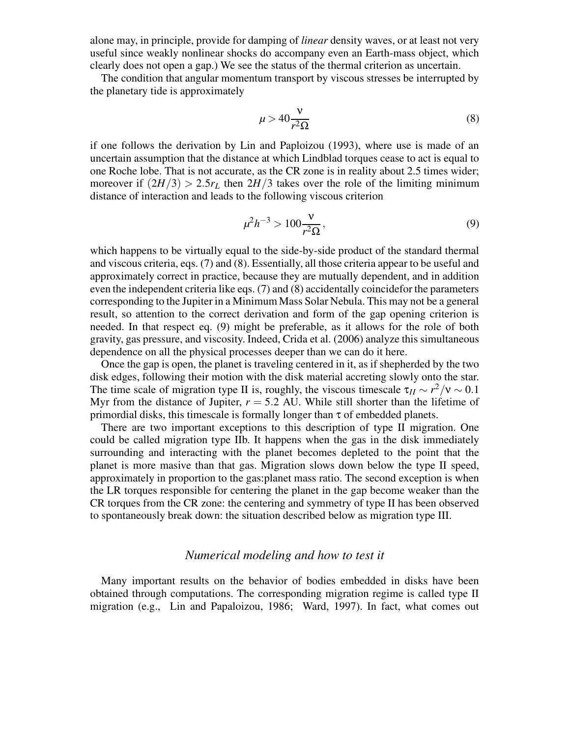alone may, in principle, provide for damping of *linear* density waves, or at least not very useful since weakly nonlinear shocks do accompany even an Earth-mass object, which clearly does not open a gap.) We see the status of the thermal criterion as uncertain.

The condition that angular momentum transport by viscous stresses be interrupted by the planetary tide is approximately

$$\mu > 40\frac{\nu}{r^2\Omega} \tag{8}$$

if one follows the derivation by Lin and Paploizou (1993), where use is made of an uncertain assumption that the distance at which Lindblad torques cease to act is equal to one Roche lobe. That is not accurate, as the CR zone is in reality about 2.5 times wider; moreover if $(2H/3) > 2.5r_L$ then $2H/3$ takes over the role of the limiting minimum distance of interaction and leads to the following viscous criterion

$$\mu^2 h^{-3} > 100\frac{\nu}{r^2\Omega}, \tag{9}$$

which happens to be virtually equal to the side-by-side product of the standard thermal and viscous criteria, eqs. (7) and (8). Essentially, all those criteria appear to be useful and approximately correct in practice, because they are mutually dependent, and in addition even the independent criteria like eqs. (7) and (8) accidentally coincidefor the parameters corresponding to the Jupiter in a Minimum Mass Solar Nebula. This may not be a general result, so attention to the correct derivation and form of the gap opening criterion is needed. In that respect eq. (9) might be preferable, as it allows for the role of both gravity, gas pressure, and viscosity. Indeed, Crida et al. (2006) analyze this simultaneous dependence on all the physical processes deeper than we can do it here.

Once the gap is open, the planet is traveling centered in it, as if shepherded by the two disk edges, following their motion with the disk material accreting slowly onto the star. The time scale of migration type II is, roughly, the viscous timescale $\tau_{II} \sim r^2/\nu \sim 0.1$ Myr from the distance of Jupiter, $r = 5.2$ AU. While still shorter than the lifetime of primordial disks, this timescale is formally longer than $\tau$ of embedded planets.

There are two important exceptions to this description of type II migration. One could be called migration type IIb. It happens when the gas in the disk immediately surrounding and interacting with the planet becomes depleted to the point that the planet is more masive than that gas. Migration slows down below the type II speed, approximately in proportion to the gas:planet mass ratio. The second exception is when the LR torques responsible for centering the planet in the gap become weaker than the CR torques from the CR zone: the centering and symmetry of type II has been observed to spontaneously break down: the situation described below as migration type III.

### *Numerical modeling and how to test it*

Many important results on the behavior of bodies embedded in disks have been obtained through computations. The corresponding migration regime is called type II migration (e.g., Lin and Papaloizou, 1986; Ward, 1997). In fact, what comes out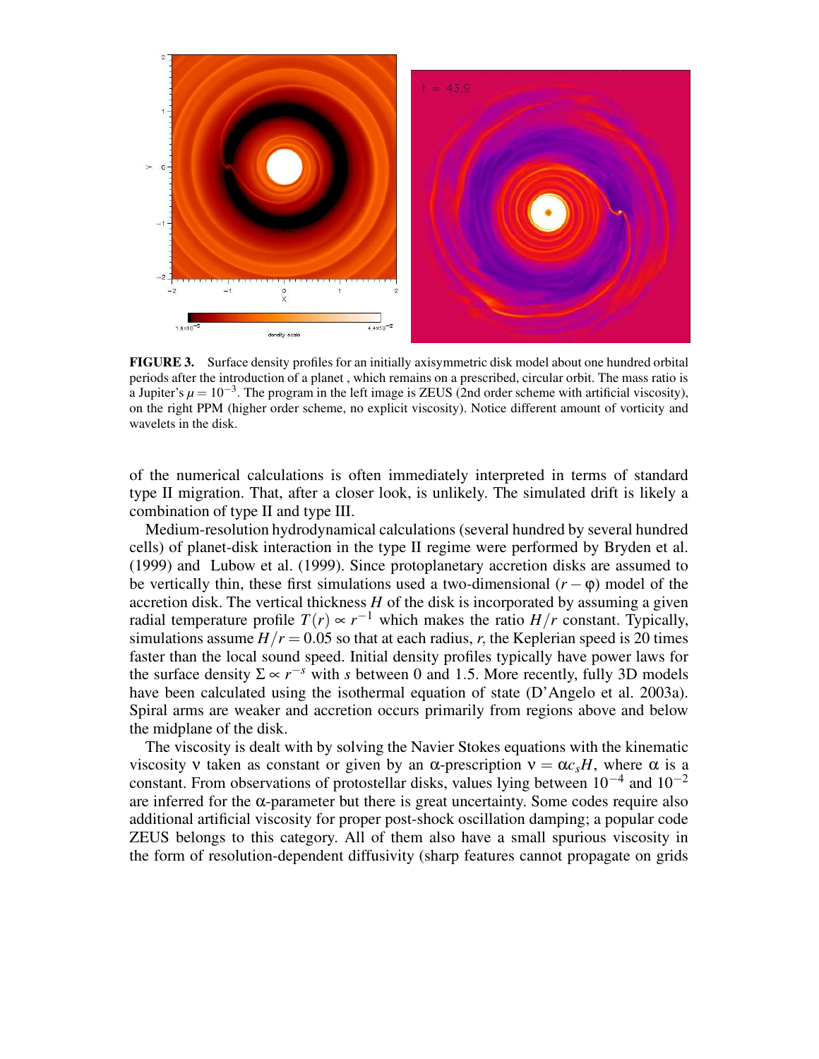**FIGURE 3.** Surface density profiles for an initially axisymmetric disk model about one hundred orbital periods after the introduction of a planet , which remains on a prescribed, circular orbit. The mass ratio is a Jupiter's $\mu = 10^{-3}$. The program in the left image is ZEUS (2nd order scheme with artificial viscosity), on the right PPM (higher order scheme, no explicit viscosity). Notice different amount of vorticity and wavelets in the disk.

of the numerical calculations is often immediately interpreted in terms of standard type II migration. That, after a closer look, is unlikely. The simulated drift is likely a combination of type II and type III.

Medium-resolution hydrodynamical calculations (several hundred by several hundred cells) of planet-disk interaction in the type II regime were performed by Bryden et al. (1999) and Lubow et al. (1999). Since protoplanetary accretion disks are assumed to be vertically thin, these first simulations used a two-dimensional $(r-\varphi)$ model of the accretion disk. The vertical thickness $H$ of the disk is incorporated by assuming a given radial temperature profile $T(r) \propto r^{-1}$ which makes the ratio $H/r$ constant. Typically, simulations assume $H/r = 0.05$ so that at each radius, $r$, the Keplerian speed is 20 times faster than the local sound speed. Initial density profiles typically have power laws for the surface density $\Sigma \propto r^{-s}$ with $s$ between 0 and 1.5. More recently, fully 3D models have been calculated using the isothermal equation of state (D'Angelo et al. 2003a). Spiral arms are weaker and accretion occurs primarily from regions above and below the midplane of the disk.

The viscosity is dealt with by solving the Navier Stokes equations with the kinematic viscosity $\nu$ taken as constant or given by an $\alpha$-prescription $\nu = \alpha c_s H$, where $\alpha$ is a constant. From observations of protostellar disks, values lying between $10^{-4}$ and $10^{-2}$ are inferred for the $\alpha$-parameter but there is great uncertainty. Some codes require also additional artificial viscosity for proper post-shock oscillation damping; a popular code ZEUS belongs to this category. All of them also have a small spurious viscosity in the form of resolution-dependent diffusivity (sharp features cannot propagate on grids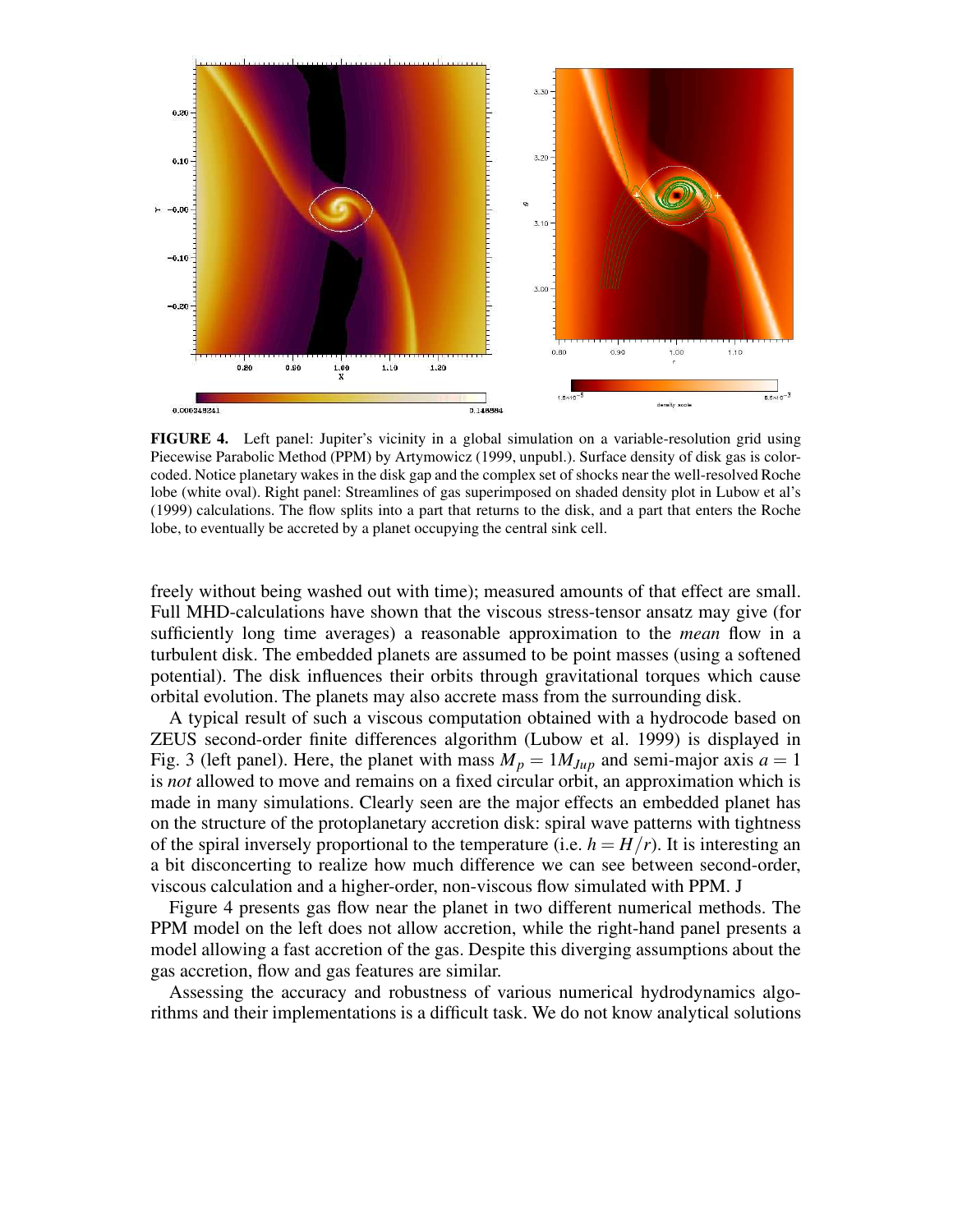**FIGURE 4.** Left panel: Jupiter's vicinity in a global simulation on a variable-resolution grid using Piecewise Parabolic Method (PPM) by Artymowicz (1999, unpubl.). Surface density of disk gas is color-coded. Notice planetary wakes in the disk gap and the complex set of shocks near the well-resolved Roche lobe (white oval). Right panel: Streamlines of gas superimposed on shaded density plot in Lubow et al's (1999) calculations. The flow splits into a part that returns to the disk, and a part that enters the Roche lobe, to eventually be accreted by a planet occupying the central sink cell.

freely without being washed out with time); measured amounts of that effect are small. Full MHD-calculations have shown that the viscous stress-tensor ansatz may give (for sufficiently long time averages) a reasonable approximation to the *mean* flow in a turbulent disk. The embedded planets are assumed to be point masses (using a softened potential). The disk influences their orbits through gravitational torques which cause orbital evolution. The planets may also accrete mass from the surrounding disk.

A typical result of such a viscous computation obtained with a hydrocode based on ZEUS second-order finite differences algorithm (Lubow et al. 1999) is displayed in Fig. 3 (left panel). Here, the planet with mass $M_p = 1 M_{Jup}$ and semi-major axis $a = 1$ is *not* allowed to move and remains on a fixed circular orbit, an approximation which is made in many simulations. Clearly seen are the major effects an embedded planet has on the structure of the protoplanetary accretion disk: spiral wave patterns with tightness of the spiral inversely proportional to the temperature (i.e. $h = H/r$). It is interesting an a bit disconcerting to realize how much difference we can see between second-order, viscous calculation and a higher-order, non-viscous flow simulated with PPM. J

Figure 4 presents gas flow near the planet in two different numerical methods. The PPM model on the left does not allow accretion, while the right-hand panel presents a model allowing a fast accretion of the gas. Despite this diverging assumptions about the gas accretion, flow and gas features are similar.

Assessing the accuracy and robustness of various numerical hydrodynamics algorithms and their implementations is a difficult task. We do not know analytical solutions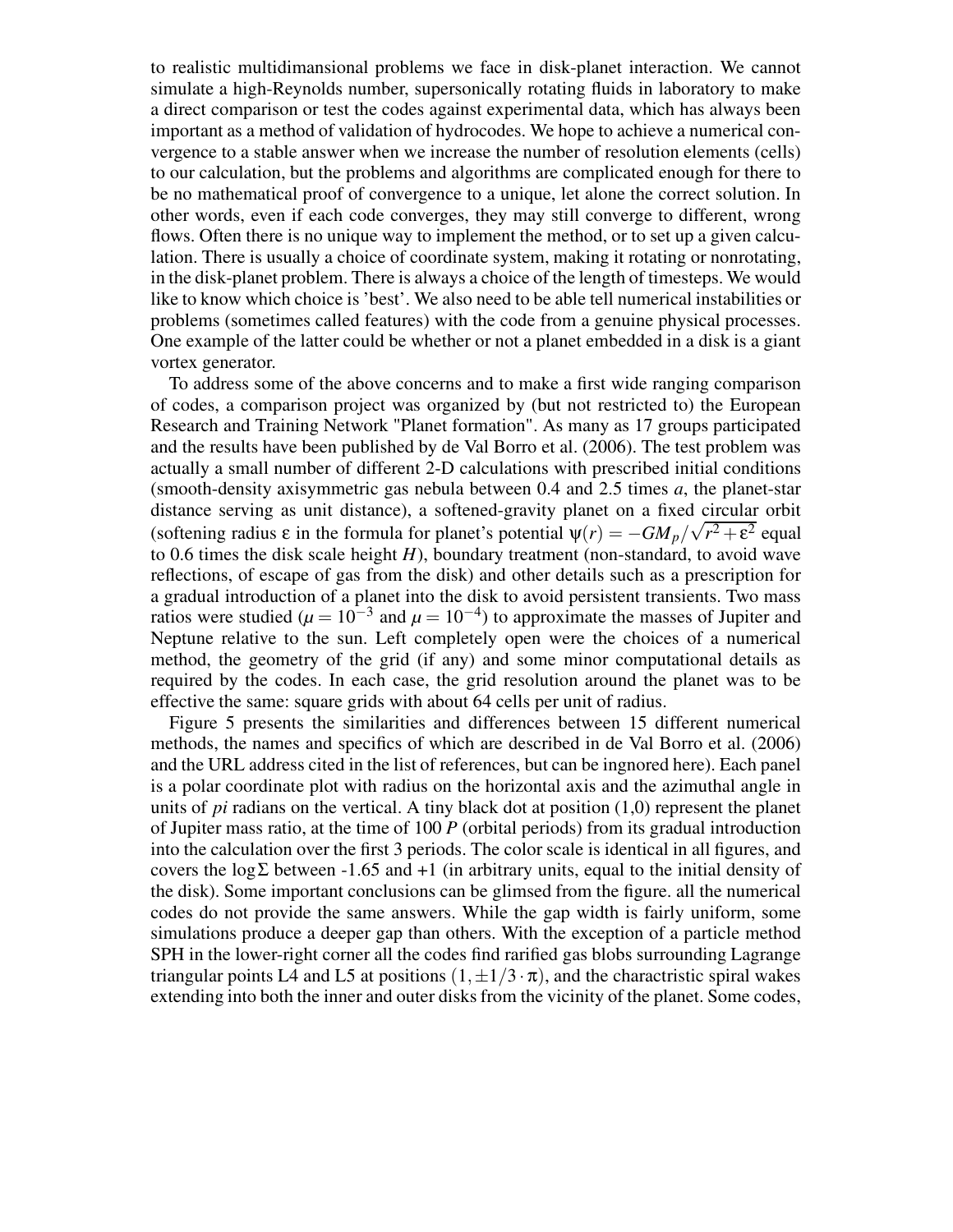to realistic multidimansional problems we face in disk-planet interaction. We cannot simulate a high-Reynolds number, supersonically rotating fluids in laboratory to make a direct comparison or test the codes against experimental data, which has always been important as a method of validation of hydrocodes. We hope to achieve a numerical convergence to a stable answer when we increase the number of resolution elements (cells) to our calculation, but the problems and algorithms are complicated enough for there to be no mathematical proof of convergence to a unique, let alone the correct solution. In other words, even if each code converges, they may still converge to different, wrong flows. Often there is no unique way to implement the method, or to set up a given calculation. There is usually a choice of coordinate system, making it rotating or nonrotating, in the disk-planet problem. There is always a choice of the length of timesteps. We would like to know which choice is 'best'. We also need to be able tell numerical instabilities or problems (sometimes called features) with the code from a genuine physical processes. One example of the latter could be whether or not a planet embedded in a disk is a giant vortex generator.

To address some of the above concerns and to make a first wide ranging comparison of codes, a comparison project was organized by (but not restricted to) the European Research and Training Network "Planet formation". As many as 17 groups participated and the results have been published by de Val Borro et al. (2006). The test problem was actually a small number of different 2-D calculations with prescribed initial conditions (smooth-density axisymmetric gas nebula between 0.4 and 2.5 times $a$, the planet-star distance serving as unit distance), a softened-gravity planet on a fixed circular orbit (softening radius $\varepsilon$ in the formula for planet's potential $\psi(r) = -GM_p/\sqrt{r^2+\varepsilon^2}$ equal to 0.6 times the disk scale height $H$), boundary treatment (non-standard, to avoid wave reflections, of escape of gas from the disk) and other details such as a prescription for a gradual introduction of a planet into the disk to avoid persistent transients. Two mass ratios were studied ($\mu = 10^{-3}$ and $\mu = 10^{-4}$) to approximate the masses of Jupiter and Neptune relative to the sun. Left completely open were the choices of a numerical method, the geometry of the grid (if any) and some minor computational details as required by the codes. In each case, the grid resolution around the planet was to be effective the same: square grids with about 64 cells per unit of radius.

Figure 5 presents the similarities and differences between 15 different numerical methods, the names and specifics of which are described in de Val Borro et al. (2006) and the URL address cited in the list of references, but can be ingnored here). Each panel is a polar coordinate plot with radius on the horizontal axis and the azimuthal angle in units of *pi* radians on the vertical. A tiny black dot at position (1,0) represent the planet of Jupiter mass ratio, at the time of 100 $P$ (orbital periods) from its gradual introduction into the calculation over the first 3 periods. The color scale is identical in all figures, and covers the $\log\Sigma$ between -1.65 and +1 (in arbitrary units, equal to the initial density of the disk). Some important conclusions can be glimsed from the figure. all the numerical codes do not provide the same answers. While the gap width is fairly uniform, some simulations produce a deeper gap than others. With the exception of a particle method SPH in the lower-right corner all the codes find rarified gas blobs surrounding Lagrange triangular points L4 and L5 at positions $(1, \pm 1/3 \cdot \pi)$, and the charactristic spiral wakes extending into both the inner and outer disks from the vicinity of the planet. Some codes,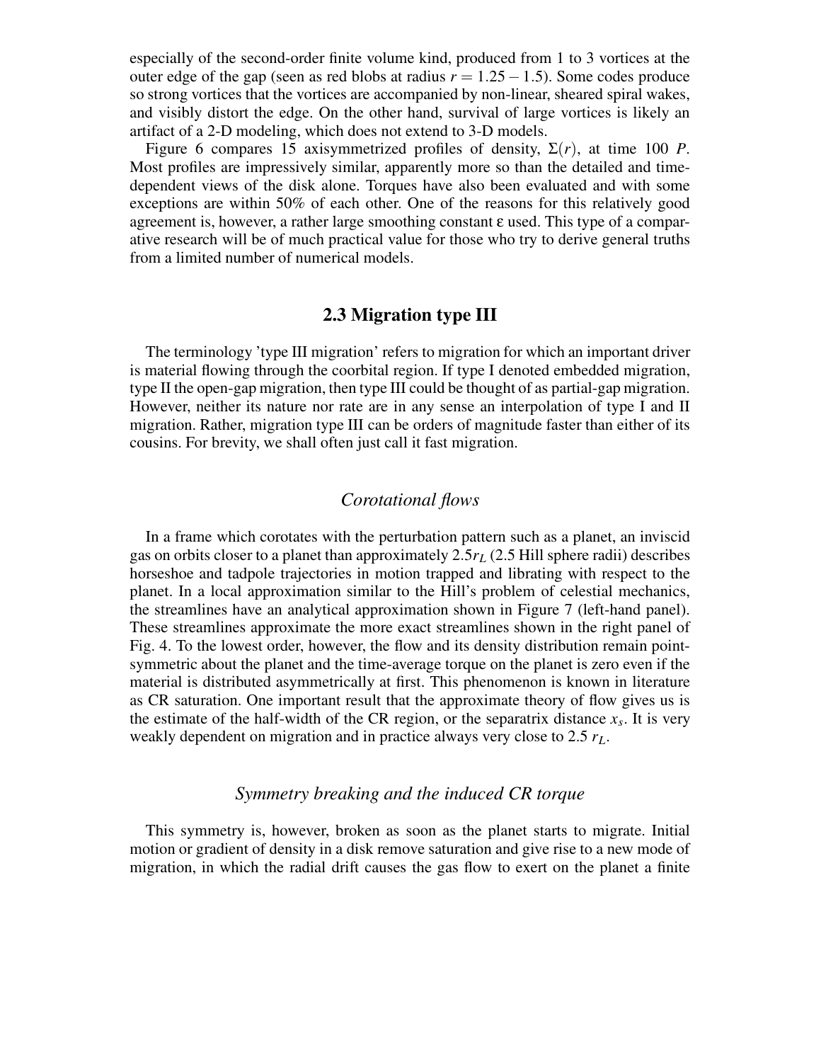especially of the second-order finite volume kind, produced from 1 to 3 vortices at the outer edge of the gap (seen as red blobs at radius $r = 1.25 - 1.5$). Some codes produce so strong vortices that the vortices are accompanied by non-linear, sheared spiral wakes, and visibly distort the edge. On the other hand, survival of large vortices is likely an artifact of a 2-D modeling, which does not extend to 3-D models.

Figure 6 compares 15 axisymmetrized profiles of density, $\Sigma(r)$, at time 100 $P$. Most profiles are impressively similar, apparently more so than the detailed and time-dependent views of the disk alone. Torques have also been evaluated and with some exceptions are within 50% of each other. One of the reasons for this relatively good agreement is, however, a rather large smoothing constant $\varepsilon$ used. This type of a comparative research will be of much practical value for those who try to derive general truths from a limited number of numerical models.

## 2.3 Migration type III

The terminology 'type III migration' refers to migration for which an important driver is material flowing through the coorbital region. If type I denoted embedded migration, type II the open-gap migration, then type III could be thought of as partial-gap migration. However, neither its nature nor rate are in any sense an interpolation of type I and II migration. Rather, migration type III can be orders of magnitude faster than either of its cousins. For brevity, we shall often just call it fast migration.

### *Corotational flows*

In a frame which corotates with the perturbation pattern such as a planet, an inviscid gas on orbits closer to a planet than approximately $2.5 r_L$ (2.5 Hill sphere radii) describes horseshoe and tadpole trajectories in motion trapped and librating with respect to the planet. In a local approximation similar to the Hill's problem of celestial mechanics, the streamlines have an analytical approximation shown in Figure 7 (left-hand panel). These streamlines approximate the more exact streamlines shown in the right panel of Fig. 4. To the lowest order, however, the flow and its density distribution remain point-symmetric about the planet and the time-average torque on the planet is zero even if the material is distributed asymmetrically at first. This phenomenon is known in literature as CR saturation. One important result that the approximate theory of flow gives us is the estimate of the half-width of the CR region, or the separatrix distance $x_s$. It is very weakly dependent on migration and in practice always very close to 2.5 $r_L$.

### *Symmetry breaking and the induced CR torque*

This symmetry is, however, broken as soon as the planet starts to migrate. Initial motion or gradient of density in a disk remove saturation and give rise to a new mode of migration, in which the radial drift causes the gas flow to exert on the planet a finite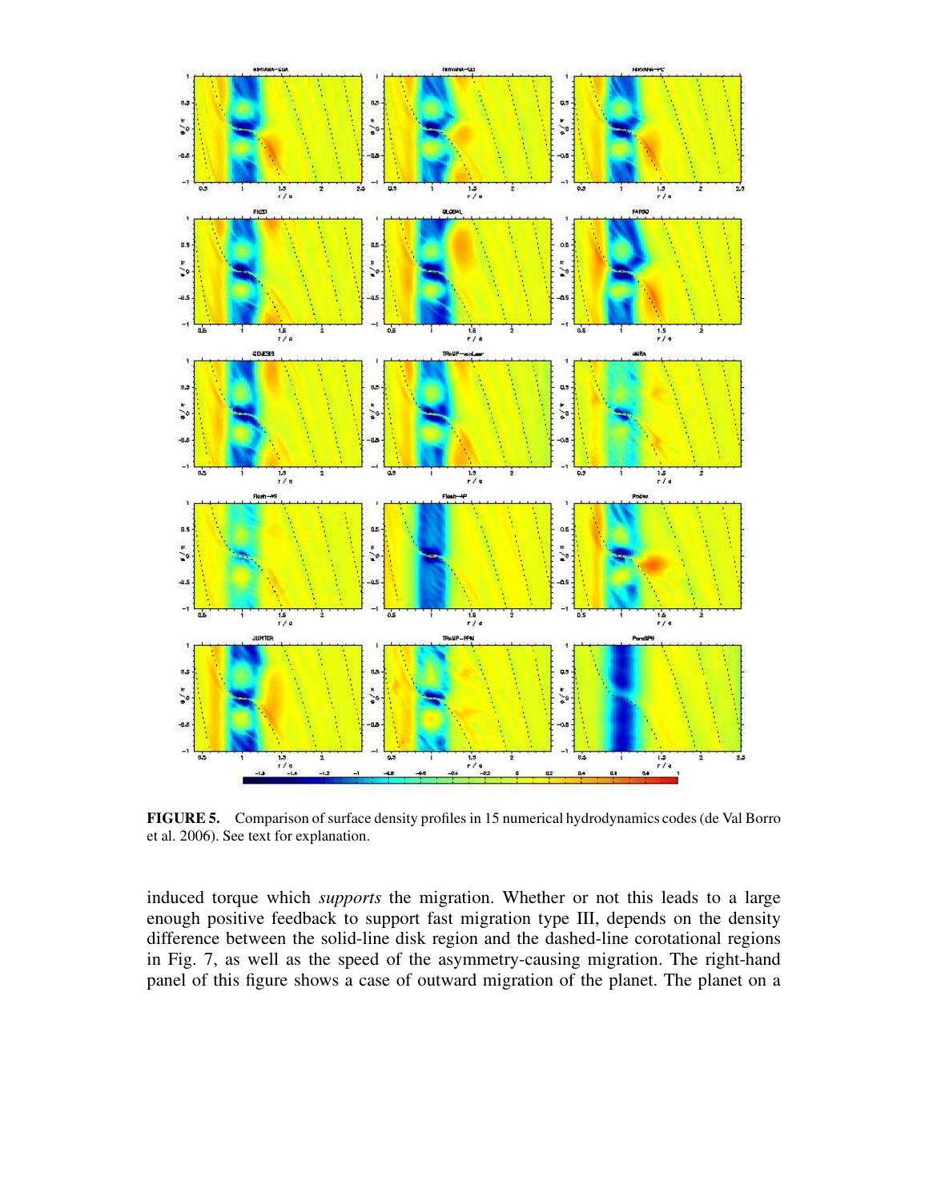**FIGURE 5.** Comparison of surface density profiles in 15 numerical hydrodynamics codes (de Val Borro et al. 2006). See text for explanation.

induced torque which *supports* the migration. Whether or not this leads to a large enough positive feedback to support fast migration type III, depends on the density difference between the solid-line disk region and the dashed-line corotational regions in Fig. 7, as well as the speed of the asymmetry-causing migration. The right-hand panel of this figure shows a case of outward migration of the planet. The planet on a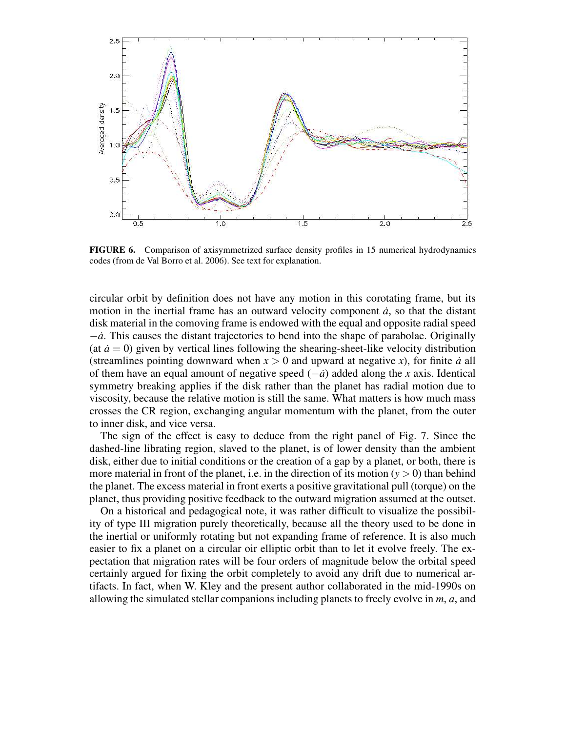**FIGURE 6.** Comparison of axisymmetrized surface density profiles in 15 numerical hydrodynamics codes (from de Val Borro et al. 2006). See text for explanation.

circular orbit by definition does not have any motion in this corotating frame, but its motion in the inertial frame has an outward velocity component $\dot{a}$, so that the distant disk material in the comoving frame is endowed with the equal and opposite radial speed $-\dot{a}$. This causes the distant trajectories to bend into the shape of parabolae. Originally (at $\dot{a} = 0$) given by vertical lines following the shearing-sheet-like velocity distribution (streamlines pointing downward when $x > 0$ and upward at negative $x$), for finite $\dot{a}$ all of them have an equal amount of negative speed ($-\dot{a}$) added along the $x$ axis. Identical symmetry breaking applies if the disk rather than the planet has radial motion due to viscosity, because the relative motion is still the same. What matters is how much mass crosses the CR region, exchanging angular momentum with the planet, from the outer to inner disk, and vice versa.

The sign of the effect is easy to deduce from the right panel of Fig. 7. Since the dashed-line librating region, slaved to the planet, is of lower density than the ambient disk, either due to initial conditions or the creation of a gap by a planet, or both, there is more material in front of the planet, i.e. in the direction of its motion ($y > 0$) than behind the planet. The excess material in front exerts a positive gravitational pull (torque) on the planet, thus providing positive feedback to the outward migration assumed at the outset.

On a historical and pedagogical note, it was rather difficult to visualize the possibility of type III migration purely theoretically, because all the theory used to be done in the inertial or uniformly rotating but not expanding frame of reference. It is also much easier to fix a planet on a circular oir elliptic orbit than to let it evolve freely. The expectation that migration rates will be four orders of magnitude below the orbital speed certainly argued for fixing the orbit completely to avoid any drift due to numerical artifacts. In fact, when W. Kley and the present author collaborated in the mid-1990s on allowing the simulated stellar companions including planets to freely evolve in $m$, $a$, and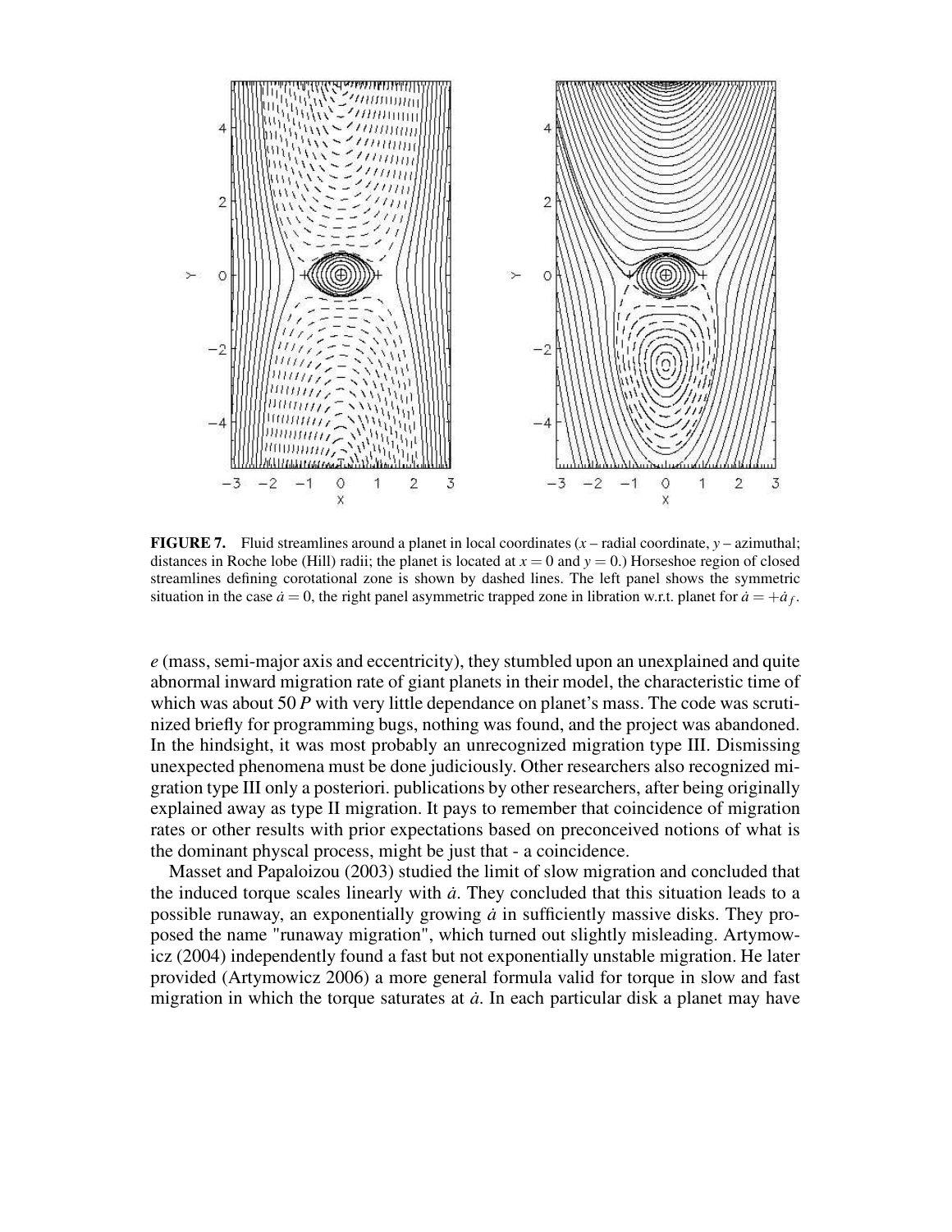**FIGURE 7.** Fluid streamlines around a planet in local coordinates ($x$ – radial coordinate, $y$ – azimuthal; distances in Roche lobe (Hill) radii; the planet is located at $x = 0$ and $y = 0$.) Horseshoe region of closed streamlines defining corotational zone is shown by dashed lines. The left panel shows the symmetric situation in the case $\dot{a} = 0$, the right panel asymmetric trapped zone in libration w.r.t. planet for $\dot{a} = +\dot{a}_f$.

$e$ (mass, semi-major axis and eccentricity), they stumbled upon an unexplained and quite abnormal inward migration rate of giant planets in their model, the characteristic time of which was about 50 $P$ with very little dependance on planet's mass. The code was scrutinized briefly for programming bugs, nothing was found, and the project was abandoned. In the hindsight, it was most probably an unrecognized migration type III. Dismissing unexpected phenomena must be done judiciously. Other researchers also recognized migration type III only a posteriori. publications by other researchers, after being originally explained away as type II migration. It pays to remember that coincidence of migration rates or other results with prior expectations based on preconceived notions of what is the dominant physcal process, might be just that - a coincidence.

Masset and Papaloizou (2003) studied the limit of slow migration and concluded that the induced torque scales linearly with $\dot{a}$. They concluded that this situation leads to a possible runaway, an exponentially growing $\dot{a}$ in sufficiently massive disks. They proposed the name "runaway migration", which turned out slightly misleading. Artymowicz (2004) independently found a fast but not exponentially unstable migration. He later provided (Artymowicz 2006) a more general formula valid for torque in slow and fast migration in which the torque saturates at $\dot{a}$. In each particular disk a planet may have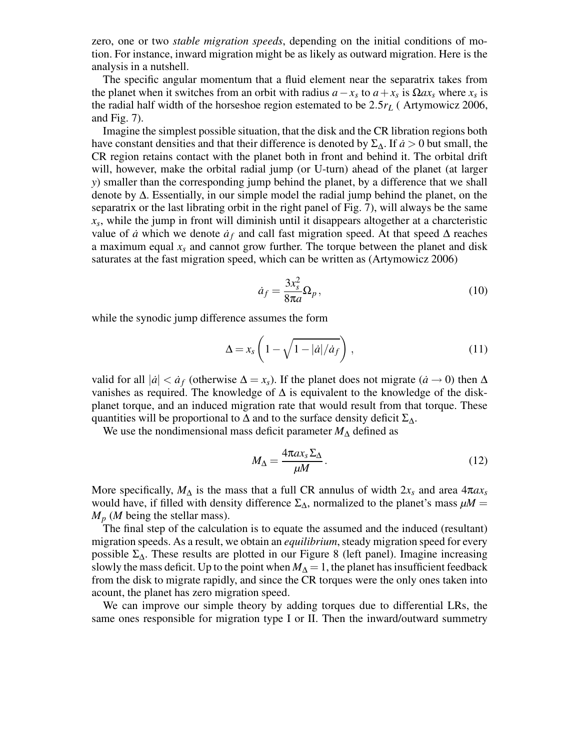zero, one or two *stable migration speeds*, depending on the initial conditions of motion. For instance, inward migration might be as likely as outward migration. Here is the analysis in a nutshell.

The specific angular momentum that a fluid element near the separatrix takes from the planet when it switches from an orbit with radius $a - x_s$ to $a + x_s$ is $\Omega a x_s$ where $x_s$ is the radial half width of the horseshoe region estemated to be $2.5 r_L$ ( Artymowicz 2006, and Fig. 7).

Imagine the simplest possible situation, that the disk and the CR libration regions both have constant densities and that their difference is denoted by $\Sigma_\Delta$. If $\dot{a} > 0$ but small, the CR region retains contact with the planet both in front and behind it. The orbital drift will, however, make the orbital radial jump (or U-turn) ahead of the planet (at larger $y$) smaller than the corresponding jump behind the planet, by a difference that we shall denote by $\Delta$. Essentially, in our simple model the radial jump behind the planet, on the separatrix or the last librating orbit in the right panel of Fig. 7), will always be the same $x_s$, while the jump in front will diminish until it disappears altogether at a charcteristic value of $\dot{a}$ which we denote $\dot{a}_f$ and call fast migration speed. At that speed $\Delta$ reaches a maximum equal $x_s$ and cannot grow further. The torque between the planet and disk saturates at the fast migration speed, which can be written as (Artymowicz 2006)

$$\dot{a}_f = \frac{3 x_s^2}{8 \pi a} \Omega_p , \tag{10}$$

while the synodic jump difference assumes the form

$$\Delta = x_s \left( 1 - \sqrt{1 - |\dot{a}|/\dot{a}_f} \right) , \tag{11}$$

valid for all $|\dot{a}| < \dot{a}_f$ (otherwise $\Delta = x_s$). If the planet does not migrate ($\dot{a} \to 0$) then $\Delta$ vanishes as required. The knowledge of $\Delta$ is equivalent to the knowledge of the disk-planet torque, and an induced migration rate that would result from that torque. These quantities will be proportional to $\Delta$ and to the surface density deficit $\Sigma_\Delta$.

We use the nondimensional mass deficit parameter $M_\Delta$ defined as

$$M_\Delta = \frac{4 \pi a x_s \Sigma_\Delta}{\mu M} . \tag{12}$$

More specifically, $M_\Delta$ is the mass that a full CR annulus of width $2x_s$ and area $4\pi a x_s$ would have, if filled with density difference $\Sigma_\Delta$, normalized to the planet's mass $\mu M = M_p$ ($M$ being the stellar mass).

The final step of the calculation is to equate the assumed and the induced (resultant) migration speeds. As a result, we obtain an *equilibrium*, steady migration speed for every possible $\Sigma_\Delta$. These results are plotted in our Figure 8 (left panel). Imagine increasing slowly the mass deficit. Up to the point when $M_\Delta = 1$, the planet has insufficient feedback from the disk to migrate rapidly, and since the CR torques were the only ones taken into acount, the planet has zero migration speed.

We can improve our simple theory by adding torques due to differential LRs, the same ones responsible for migration type I or II. Then the inward/outward summetry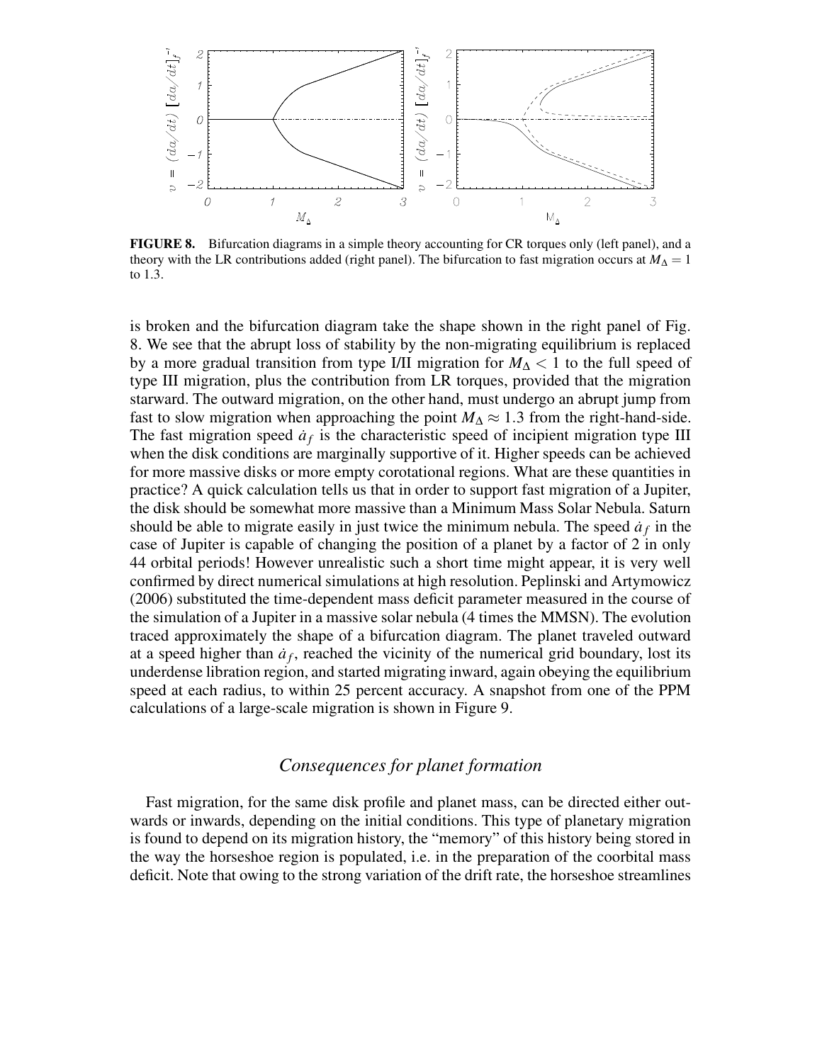**FIGURE 8.** Bifurcation diagrams in a simple theory accounting for CR torques only (left panel), and a theory with the LR contributions added (right panel). The bifurcation to fast migration occurs at $M_\Delta = 1$ to 1.3.

is broken and the bifurcation diagram take the shape shown in the right panel of Fig. 8. We see that the abrupt loss of stability by the non-migrating equilibrium is replaced by a more gradual transition from type I/II migration for $M_\Delta < 1$ to the full speed of type III migration, plus the contribution from LR torques, provided that the migration starward. The outward migration, on the other hand, must undergo an abrupt jump from fast to slow migration when approaching the point $M_\Delta \approx 1.3$ from the right-hand-side. The fast migration speed $\dot{a}_f$ is the characteristic speed of incipient migration type III when the disk conditions are marginally supportive of it. Higher speeds can be achieved for more massive disks or more empty corotational regions. What are these quantities in practice? A quick calculation tells us that in order to support fast migration of a Jupiter, the disk should be somewhat more massive than a Minimum Mass Solar Nebula. Saturn should be able to migrate easily in just twice the minimum nebula. The speed $\dot{a}_f$ in the case of Jupiter is capable of changing the position of a planet by a factor of 2 in only 44 orbital periods! However unrealistic such a short time might appear, it is very well confirmed by direct numerical simulations at high resolution. Peplinski and Artymowicz (2006) substituted the time-dependent mass deficit parameter measured in the course of the simulation of a Jupiter in a massive solar nebula (4 times the MMSN). The evolution traced approximately the shape of a bifurcation diagram. The planet traveled outward at a speed higher than $\dot{a}_f$, reached the vicinity of the numerical grid boundary, lost its underdense libration region, and started migrating inward, again obeying the equilibrium speed at each radius, to within 25 percent accuracy. A snapshot from one of the PPM calculations of a large-scale migration is shown in Figure 9.

## *Consequences for planet formation*

Fast migration, for the same disk profile and planet mass, can be directed either outwards or inwards, depending on the initial conditions. This type of planetary migration is found to depend on its migration history, the "memory" of this history being stored in the way the horseshoe region is populated, i.e. in the preparation of the coorbital mass deficit. Note that owing to the strong variation of the drift rate, the horseshoe streamlines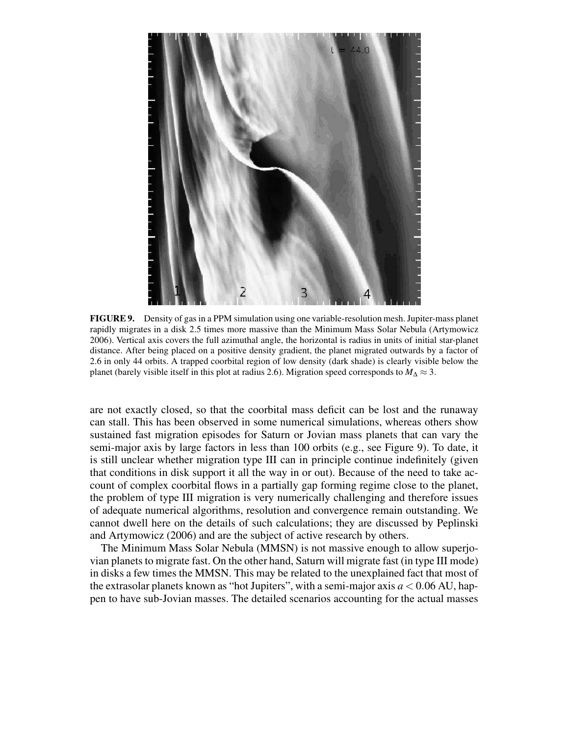**FIGURE 9.** Density of gas in a PPM simulation using one variable-resolution mesh. Jupiter-mass planet rapidly migrates in a disk 2.5 times more massive than the Minimum Mass Solar Nebula (Artymowicz 2006). Vertical axis covers the full azimuthal angle, the horizontal is radius in units of initial star-planet distance. After being placed on a positive density gradient, the planet migrated outwards by a factor of 2.6 in only 44 orbits. A trapped coorbital region of low density (dark shade) is clearly visible below the planet (barely visible itself in this plot at radius 2.6). Migration speed corresponds to $M_\Delta \approx 3$.

are not exactly closed, so that the coorbital mass deficit can be lost and the runaway can stall. This has been observed in some numerical simulations, whereas others show sustained fast migration episodes for Saturn or Jovian mass planets that can vary the semi-major axis by large factors in less than 100 orbits (e.g., see Figure 9). To date, it is still unclear whether migration type III can in principle continue indefinitely (given that conditions in disk support it all the way in or out). Because of the need to take account of complex coorbital flows in a partially gap forming regime close to the planet, the problem of type III migration is very numerically challenging and therefore issues of adequate numerical algorithms, resolution and convergence remain outstanding. We cannot dwell here on the details of such calculations; they are discussed by Peplinski and Artymowicz (2006) and are the subject of active research by others.

The Minimum Mass Solar Nebula (MMSN) is not massive enough to allow superjovian planets to migrate fast. On the other hand, Saturn will migrate fast (in type III mode) in disks a few times the MMSN. This may be related to the unexplained fact that most of the extrasolar planets known as "hot Jupiters", with a semi-major axis $a < 0.06$ AU, happen to have sub-Jovian masses. The detailed scenarios accounting for the actual masses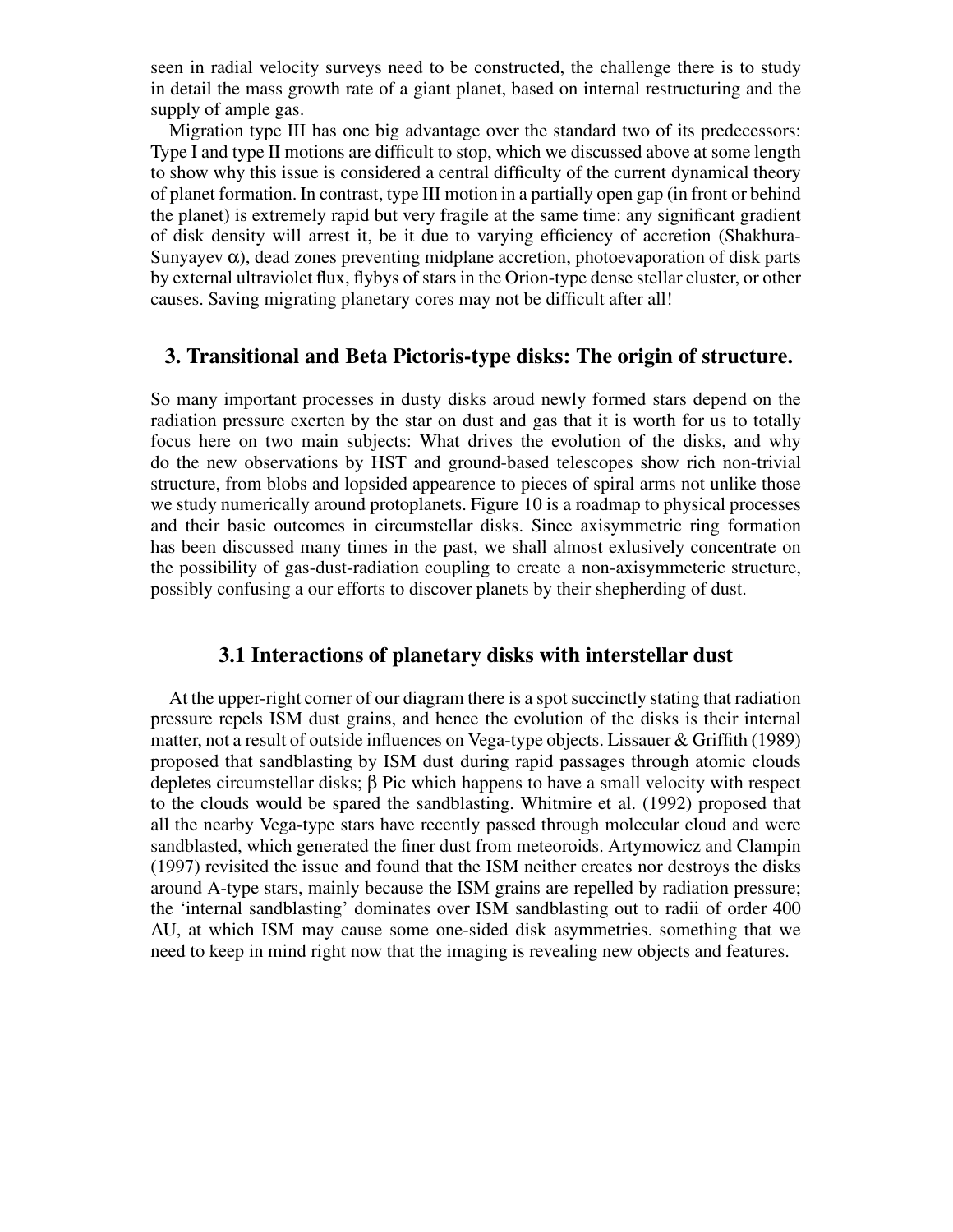seen in radial velocity surveys need to be constructed, the challenge there is to study in detail the mass growth rate of a giant planet, based on internal restructuring and the supply of ample gas.

Migration type III has one big advantage over the standard two of its predecessors: Type I and type II motions are difficult to stop, which we discussed above at some length to show why this issue is considered a central difficulty of the current dynamical theory of planet formation. In contrast, type III motion in a partially open gap (in front or behind the planet) is extremely rapid but very fragile at the same time: any significant gradient of disk density will arrest it, be it due to varying efficiency of accretion (Shakhura-Sunyayev $\alpha$), dead zones preventing midplane accretion, photoevaporation of disk parts by external ultraviolet flux, flybys of stars in the Orion-type dense stellar cluster, or other causes. Saving migrating planetary cores may not be difficult after all!

## 3. Transitional and Beta Pictoris-type disks: The origin of structure.

So many important processes in dusty disks aroud newly formed stars depend on the radiation pressure exerten by the star on dust and gas that it is worth for us to totally focus here on two main subjects: What drives the evolution of the disks, and why do the new observations by HST and ground-based telescopes show rich non-trivial structure, from blobs and lopsided appearence to pieces of spiral arms not unlike those we study numerically around protoplanets. Figure 10 is a roadmap to physical processes and their basic outcomes in circumstellar disks. Since axisymmetric ring formation has been discussed many times in the past, we shall almost exlusively concentrate on the possibility of gas-dust-radiation coupling to create a non-axisymmeteric structure, possibly confusing a our efforts to discover planets by their shepherding of dust.

### 3.1 Interactions of planetary disks with interstellar dust

At the upper-right corner of our diagram there is a spot succinctly stating that radiation pressure repels ISM dust grains, and hence the evolution of the disks is their internal matter, not a result of outside influences on Vega-type objects. Lissauer & Griffith (1989) proposed that sandblasting by ISM dust during rapid passages through atomic clouds depletes circumstellar disks; $\beta$ Pic which happens to have a small velocity with respect to the clouds would be spared the sandblasting. Whitmire et al. (1992) proposed that all the nearby Vega-type stars have recently passed through molecular cloud and were sandblasted, which generated the finer dust from meteoroids. Artymowicz and Clampin (1997) revisited the issue and found that the ISM neither creates nor destroys the disks around A-type stars, mainly because the ISM grains are repelled by radiation pressure; the 'internal sandblasting' dominates over ISM sandblasting out to radii of order 400 AU, at which ISM may cause some one-sided disk asymmetries. something that we need to keep in mind right now that the imaging is revealing new objects and features.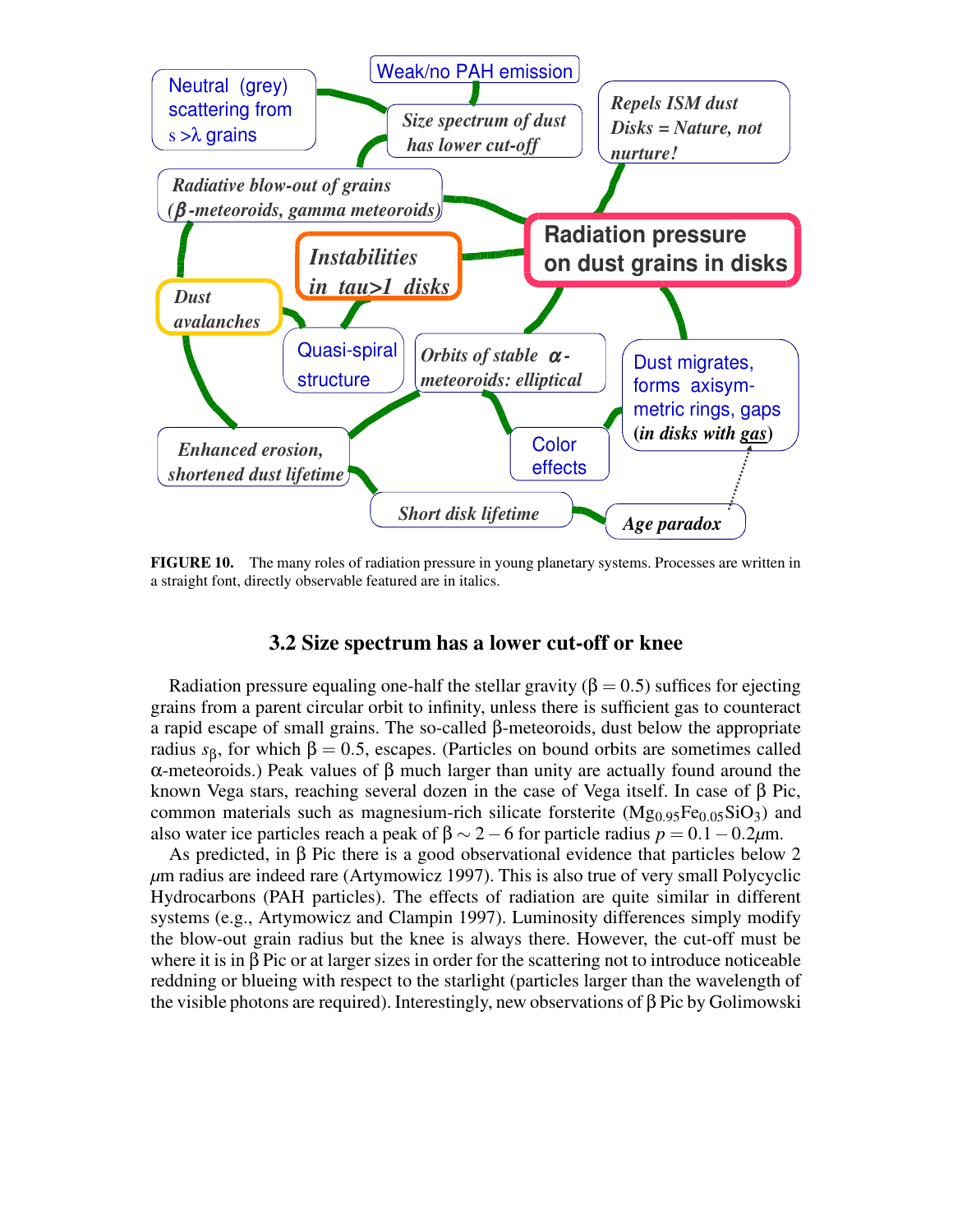Neutral (grey) scattering from $s > \lambda$ grains

Weak/no PAH emission

*Size spectrum of dust has lower cut-off*

*Repels ISM dust Disks = Nature, not nurture!*

*Radiative blow-out of grains ($\beta$-meteoroids, gamma meteoroids)*

*Instabilities in tau>1 disks*

Radiation pressure on dust grains in disks

*Dust avalanches*

Quasi-spiral structure

*Orbits of stable $\alpha$-meteoroids: elliptical*

Dust migrates, forms axisymmetric rings, gaps (*in disks with gas*)

*Enhanced erosion, shortened dust lifetime*

Color effects

*Short disk lifetime*

*Age paradox*

**FIGURE 10.** The many roles of radiation pressure in young planetary systems. Processes are written in a straight font, directly observable featured are in italics.

### 3.2 Size spectrum has a lower cut-off or knee

Radiation pressure equaling one-half the stellar gravity ($\beta = 0.5$) suffices for ejecting grains from a parent circular orbit to infinity, unless there is sufficient gas to counteract a rapid escape of small grains. The so-called $\beta$-meteoroids, dust below the appropriate radius $s_\beta$, for which $\beta = 0.5$, escapes. (Particles on bound orbits are sometimes called $\alpha$-meteoroids.) Peak values of $\beta$ much larger than unity are actually found around the known Vega stars, reaching several dozen in the case of Vega itself. In case of $\beta$ Pic, common materials such as magnesium-rich silicate forsterite ($Mg_{0.95}Fe_{0.05}SiO_3$) and also water ice particles reach a peak of $\beta \sim 2-6$ for particle radius $p = 0.1-0.2\mu$m.

As predicted, in $\beta$ Pic there is a good observational evidence that particles below 2 $\mu$m radius are indeed rare (Artymowicz 1997). This is also true of very small Polycyclic Hydrocarbons (PAH particles). The effects of radiation are quite similar in different systems (e.g., Artymowicz and Clampin 1997). Luminosity differences simply modify the blow-out grain radius but the knee is always there. However, the cut-off must be where it is in $\beta$ Pic or at larger sizes in order for the scattering not to introduce noticeable reddning or blueing with respect to the starlight (particles larger than the wavelength of the visible photons are required). Interestingly, new observations of $\beta$ Pic by Golimowski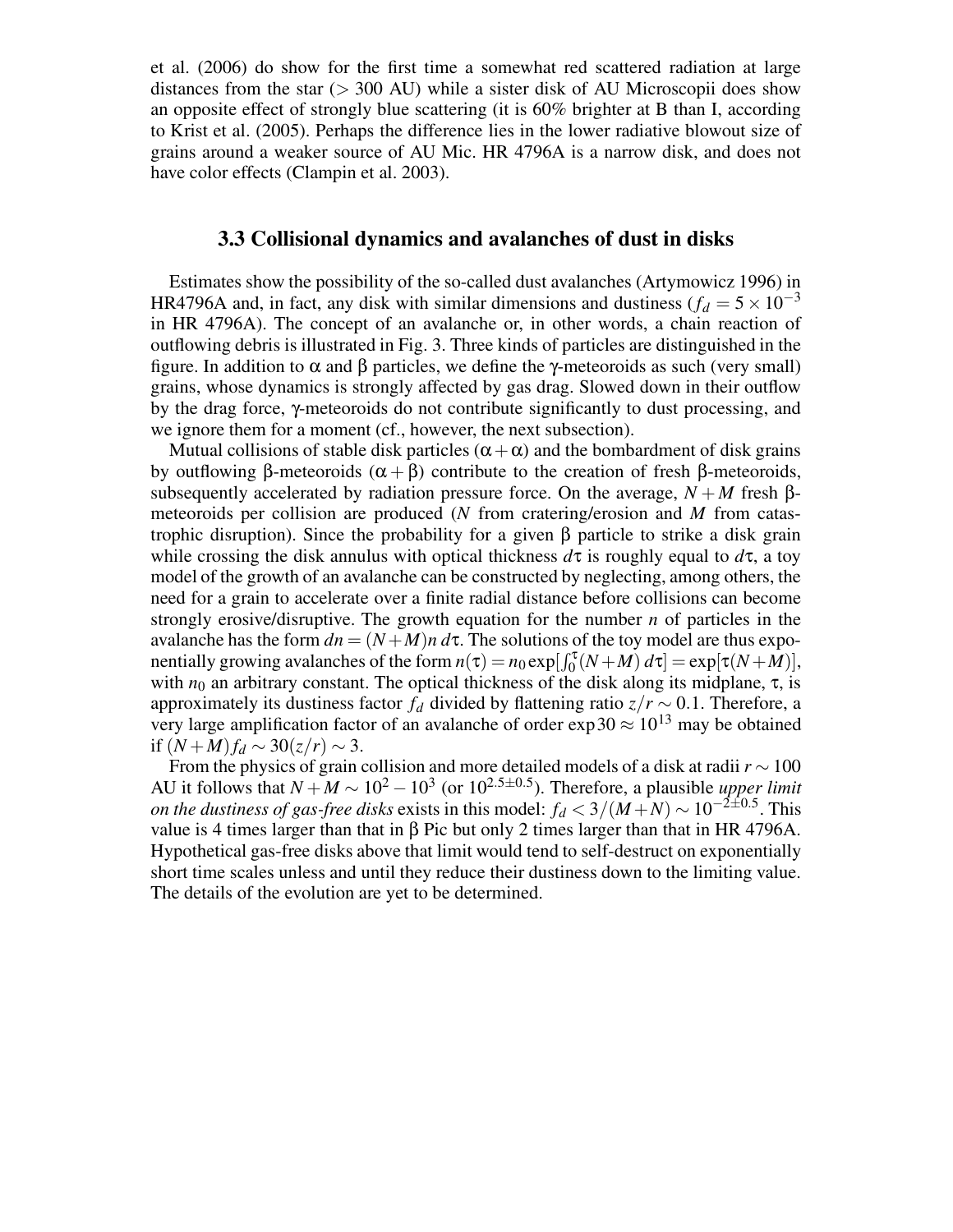et al. (2006) do show for the first time a somewhat red scattered radiation at large distances from the star (> 300 AU) while a sister disk of AU Microscopii does show an opposite effect of strongly blue scattering (it is 60% brighter at B than I, according to Krist et al. (2005). Perhaps the difference lies in the lower radiative blowout size of grains around a weaker source of AU Mic. HR 4796A is a narrow disk, and does not have color effects (Clampin et al. 2003).

### 3.3 Collisional dynamics and avalanches of dust in disks

Estimates show the possibility of the so-called dust avalanches (Artymowicz 1996) in HR4796A and, in fact, any disk with similar dimensions and dustiness ($f_d = 5 \times 10^{-3}$ in HR 4796A). The concept of an avalanche or, in other words, a chain reaction of outflowing debris is illustrated in Fig. 3. Three kinds of particles are distinguished in the figure. In addition to $\alpha$ and $\beta$ particles, we define the $\gamma$-meteoroids as such (very small) grains, whose dynamics is strongly affected by gas drag. Slowed down in their outflow by the drag force, $\gamma$-meteoroids do not contribute significantly to dust processing, and we ignore them for a moment (cf., however, the next subsection).

Mutual collisions of stable disk particles ($\alpha + \alpha$) and the bombardment of disk grains by outflowing $\beta$-meteoroids ($\alpha + \beta$) contribute to the creation of fresh $\beta$-meteoroids, subsequently accelerated by radiation pressure force. On the average, $N + M$ fresh $\beta$-meteoroids per collision are produced ($N$ from cratering/erosion and $M$ from catastrophic disruption). Since the probability for a given $\beta$ particle to strike a disk grain while crossing the disk annulus with optical thickness $d\tau$ is roughly equal to $d\tau$, a toy model of the growth of an avalanche can be constructed by neglecting, among others, the need for a grain to accelerate over a finite radial distance before collisions can become strongly erosive/disruptive. The growth equation for the number $n$ of particles in the avalanche has the form $dn = (N+M)n\, d\tau$. The solutions of the toy model are thus exponentially growing avalanches of the form $n(\tau) = n_0 \exp[\int_0^\tau (N+M)\, d\tau] = \exp[\tau(N+M)]$, with $n_0$ an arbitrary constant. The optical thickness of the disk along its midplane, $\tau$, is approximately its dustiness factor $f_d$ divided by flattening ratio $z/r \sim 0.1$. Therefore, a very large amplification factor of an avalanche of order $\exp 30 \approx 10^{13}$ may be obtained if $(N+M) f_d \sim 30(z/r) \sim 3$.

From the physics of grain collision and more detailed models of a disk at radii $r \sim 100$ AU it follows that $N + M \sim 10^2 - 10^3$ (or $10^{2.5\pm0.5}$). Therefore, a plausible *upper limit on the dustiness of gas-free disks* exists in this model: $f_d < 3/(M+N) \sim 10^{-2\pm0.5}$. This value is 4 times larger than that in $\beta$ Pic but only 2 times larger than that in HR 4796A. Hypothetical gas-free disks above that limit would tend to self-destruct on exponentially short time scales unless and until they reduce their dustiness down to the limiting value. The details of the evolution are yet to be determined.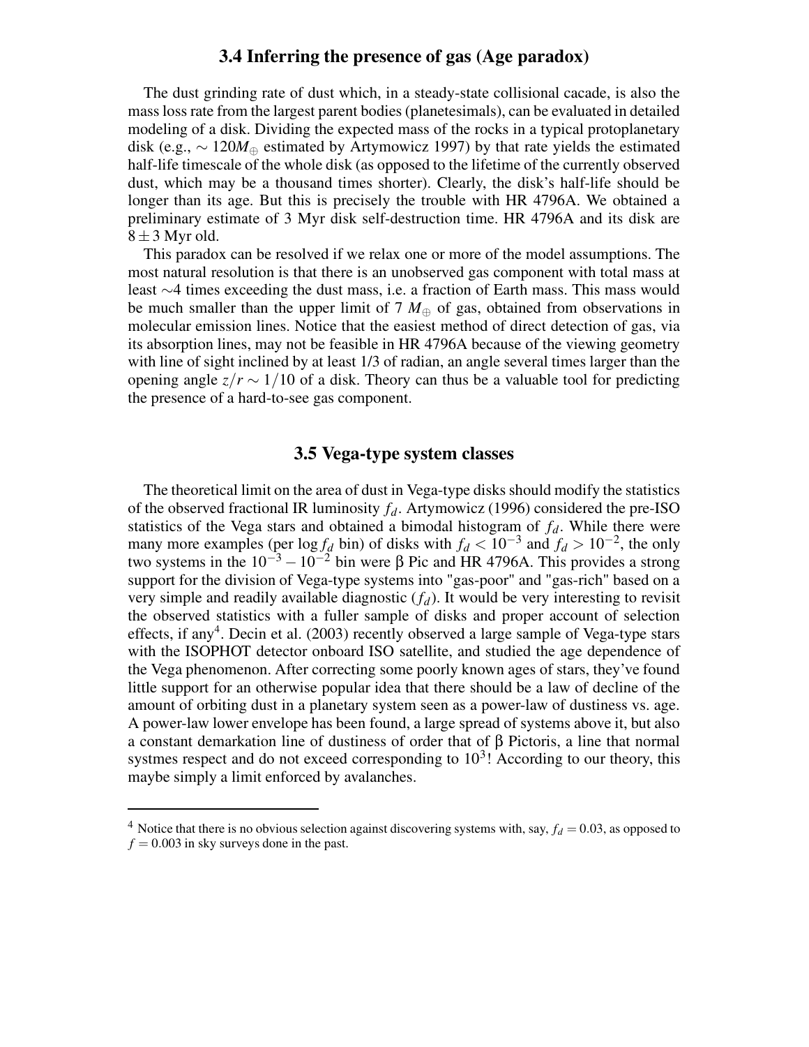### 3.4 Inferring the presence of gas (Age paradox)

The dust grinding rate of dust which, in a steady-state collisional cacade, is also the mass loss rate from the largest parent bodies (planetesimals), can be evaluated in detailed modeling of a disk. Dividing the expected mass of the rocks in a typical protoplanetary disk (e.g., $\sim 120 M_{\oplus}$ estimated by Artymowicz 1997) by that rate yields the estimated half-life timescale of the whole disk (as opposed to the lifetime of the currently observed dust, which may be a thousand times shorter). Clearly, the disk's half-life should be longer than its age. But this is precisely the trouble with HR 4796A. We obtained a preliminary estimate of 3 Myr disk self-destruction time. HR 4796A and its disk are $8 \pm 3$ Myr old.

This paradox can be resolved if we relax one or more of the model assumptions. The most natural resolution is that there is an unobserved gas component with total mass at least $\sim$4 times exceeding the dust mass, i.e. a fraction of Earth mass. This mass would be much smaller than the upper limit of 7 $M_{\oplus}$ of gas, obtained from observations in molecular emission lines. Notice that the easiest method of direct detection of gas, via its absorption lines, may not be feasible in HR 4796A because of the viewing geometry with line of sight inclined by at least 1/3 of radian, an angle several times larger than the opening angle $z/r \sim 1/10$ of a disk. Theory can thus be a valuable tool for predicting the presence of a hard-to-see gas component.

### 3.5 Vega-type system classes

The theoretical limit on the area of dust in Vega-type disks should modify the statistics of the observed fractional IR luminosity $f_d$. Artymowicz (1996) considered the pre-ISO statistics of the Vega stars and obtained a bimodal histogram of $f_d$. While there were many more examples (per $\log f_d$ bin) of disks with $f_d < 10^{-3}$ and $f_d > 10^{-2}$, the only two systems in the $10^{-3} - 10^{-2}$ bin were β Pic and HR 4796A. This provides a strong support for the division of Vega-type systems into "gas-poor" and "gas-rich" based on a very simple and readily available diagnostic ($f_d$). It would be very interesting to revisit the observed statistics with a fuller sample of disks and proper account of selection effects, if any[4]. Decin et al. (2003) recently observed a large sample of Vega-type stars with the ISOPHOT detector onboard ISO satellite, and studied the age dependence of the Vega phenomenon. After correcting some poorly known ages of stars, they've found little support for an otherwise popular idea that there should be a law of decline of the amount of orbiting dust in a planetary system seen as a power-law of dustiness vs. age. A power-law lower envelope has been found, a large spread of systems above it, but also a constant demarkation line of dustiness of order that of β Pictoris, a line that normal systmes respect and do not exceed corresponding to $10^3$! According to our theory, this maybe simply a limit enforced by avalanches.

---

[4] Notice that there is no obvious selection against discovering systems with, say, $f_d = 0.03$, as opposed to $f = 0.003$ in sky surveys done in the past.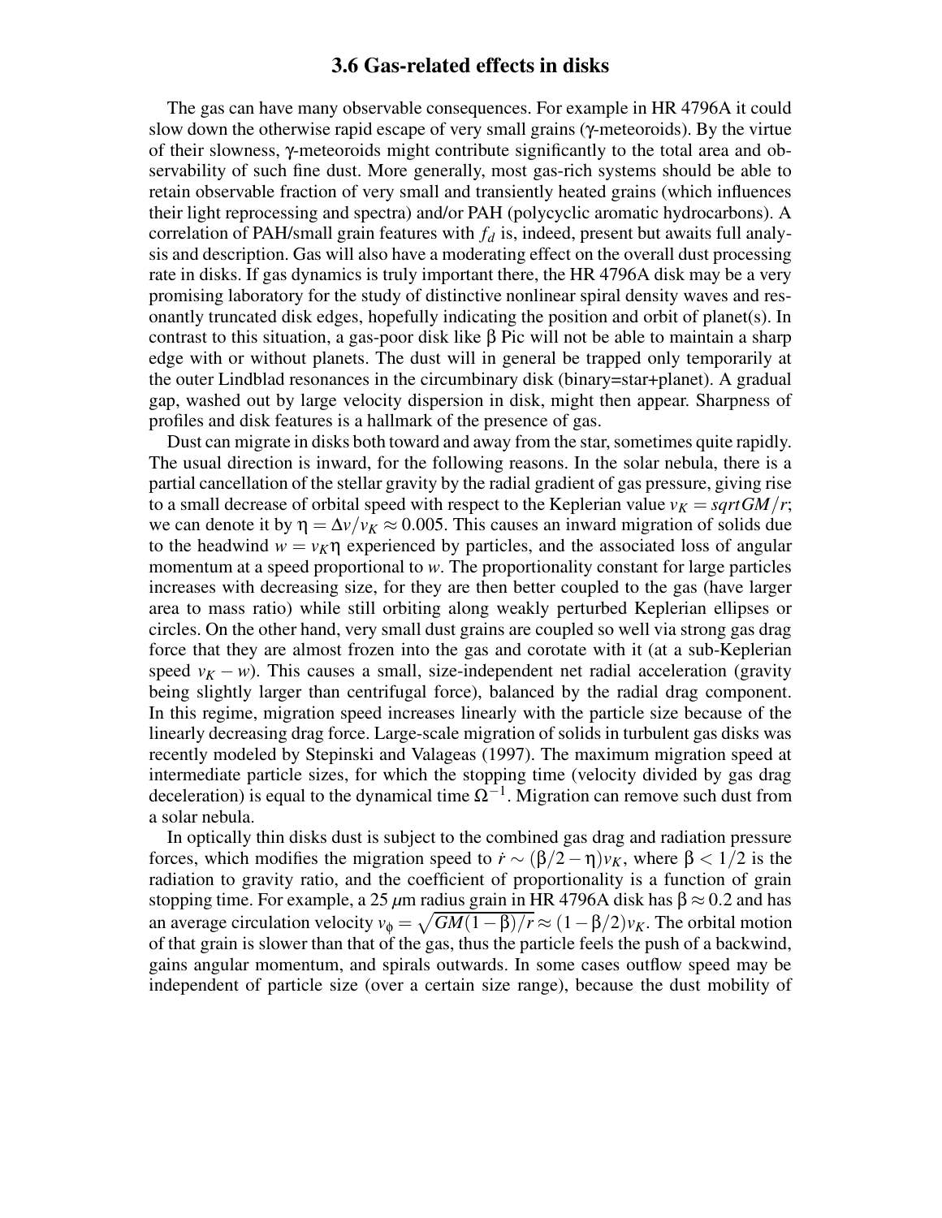### 3.6 Gas-related effects in disks

The gas can have many observable consequences. For example in HR 4796A it could slow down the otherwise rapid escape of very small grains ($\gamma$-meteoroids). By the virtue of their slowness, $\gamma$-meteoroids might contribute significantly to the total area and observability of such fine dust. More generally, most gas-rich systems should be able to retain observable fraction of very small and transiently heated grains (which influences their light reprocessing and spectra) and/or PAH (polycyclic aromatic hydrocarbons). A correlation of PAH/small grain features with $f_d$ is, indeed, present but awaits full analysis and description. Gas will also have a moderating effect on the overall dust processing rate in disks. If gas dynamics is truly important there, the HR 4796A disk may be a very promising laboratory for the study of distinctive nonlinear spiral density waves and resonantly truncated disk edges, hopefully indicating the position and orbit of planet(s). In contrast to this situation, a gas-poor disk like $\beta$ Pic will not be able to maintain a sharp edge with or without planets. The dust will in general be trapped only temporarily at the outer Lindblad resonances in the circumbinary disk (binary=star+planet). A gradual gap, washed out by large velocity dispersion in disk, might then appear. Sharpness of profiles and disk features is a hallmark of the presence of gas.

Dust can migrate in disks both toward and away from the star, sometimes quite rapidly. The usual direction is inward, for the following reasons. In the solar nebula, there is a partial cancellation of the stellar gravity by the radial gradient of gas pressure, giving rise to a small decrease of orbital speed with respect to the Keplerian value $v_K = sqrt GM/r$; we can denote it by $\eta = \Delta v/v_K \approx 0.005$. This causes an inward migration of solids due to the headwind $w = v_K\eta$ experienced by particles, and the associated loss of angular momentum at a speed proportional to $w$. The proportionality constant for large particles increases with decreasing size, for they are then better coupled to the gas (have larger area to mass ratio) while still orbiting along weakly perturbed Keplerian ellipses or circles. On the other hand, very small dust grains are coupled so well via strong gas drag force that they are almost frozen into the gas and corotate with it (at a sub-Keplerian speed $v_K - w$). This causes a small, size-independent net radial acceleration (gravity being slightly larger than centrifugal force), balanced by the radial drag component. In this regime, migration speed increases linearly with the particle size because of the linearly decreasing drag force. Large-scale migration of solids in turbulent gas disks was recently modeled by Stepinski and Valageas (1997). The maximum migration speed at intermediate particle sizes, for which the stopping time (velocity divided by gas drag deceleration) is equal to the dynamical time $\Omega^{-1}$. Migration can remove such dust from a solar nebula.

In optically thin disks dust is subject to the combined gas drag and radiation pressure forces, which modifies the migration speed to $\dot{r} \sim (\beta/2 - \eta)v_K$, where $\beta < 1/2$ is the radiation to gravity ratio, and the coefficient of proportionality is a function of grain stopping time. For example, a 25 $\mu$m radius grain in HR 4796A disk has $\beta \approx 0.2$ and has an average circulation velocity $v_\phi = \sqrt{GM(1-\beta)/r} \approx (1-\beta/2)v_K$. The orbital motion of that grain is slower than that of the gas, thus the particle feels the push of a backwind, gains angular momentum, and spirals outwards. In some cases outflow speed may be independent of particle size (over a certain size range), because the dust mobility of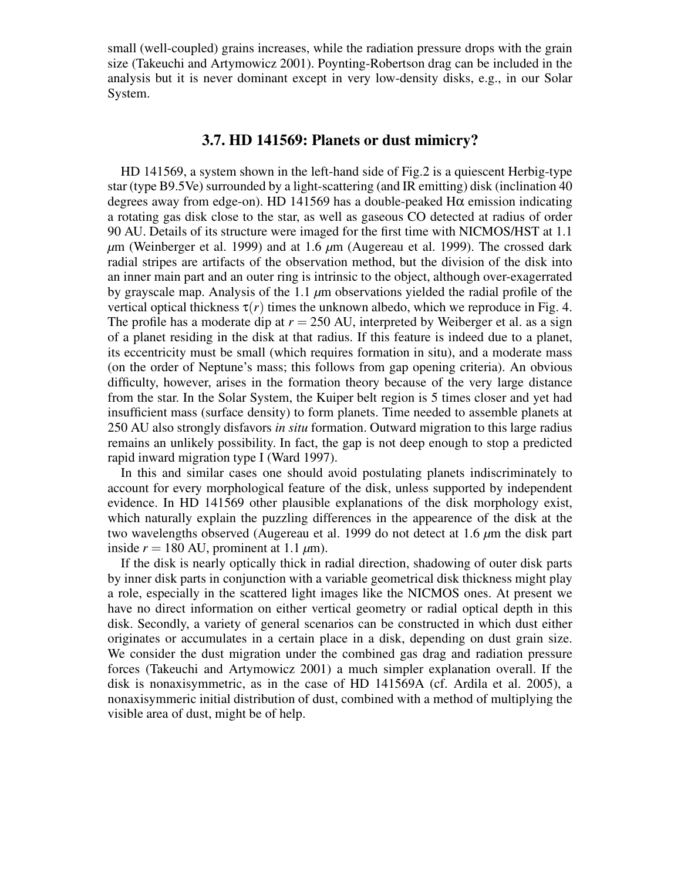small (well-coupled) grains increases, while the radiation pressure drops with the grain size (Takeuchi and Artymowicz 2001). Poynting-Robertson drag can be included in the analysis but it is never dominant except in very low-density disks, e.g., in our Solar System.

### 3.7. HD 141569: Planets or dust mimicry?

HD 141569, a system shown in the left-hand side of Fig.2 is a quiescent Herbig-type star (type B9.5Ve) surrounded by a light-scattering (and IR emitting) disk (inclination 40 degrees away from edge-on). HD 141569 has a double-peaked H$\alpha$ emission indicating a rotating gas disk close to the star, as well as gaseous CO detected at radius of order 90 AU. Details of its structure were imaged for the first time with NICMOS/HST at 1.1 $\mu$m (Weinberger et al. 1999) and at 1.6 $\mu$m (Augereau et al. 1999). The crossed dark radial stripes are artifacts of the observation method, but the division of the disk into an inner main part and an outer ring is intrinsic to the object, although over-exagerrated by grayscale map. Analysis of the 1.1 $\mu$m observations yielded the radial profile of the vertical optical thickness $\tau(r)$ times the unknown albedo, which we reproduce in Fig. 4. The profile has a moderate dip at $r = 250$ AU, interpreted by Weiberger et al. as a sign of a planet residing in the disk at that radius. If this feature is indeed due to a planet, its eccentricity must be small (which requires formation in situ), and a moderate mass (on the order of Neptune's mass; this follows from gap opening criteria). An obvious difficulty, however, arises in the formation theory because of the very large distance from the star. In the Solar System, the Kuiper belt region is 5 times closer and yet had insufficient mass (surface density) to form planets. Time needed to assemble planets at 250 AU also strongly disfavors *in situ* formation. Outward migration to this large radius remains an unlikely possibility. In fact, the gap is not deep enough to stop a predicted rapid inward migration type I (Ward 1997).

In this and similar cases one should avoid postulating planets indiscriminately to account for every morphological feature of the disk, unless supported by independent evidence. In HD 141569 other plausible explanations of the disk morphology exist, which naturally explain the puzzling differences in the appearence of the disk at the two wavelengths observed (Augereau et al. 1999 do not detect at 1.6 $\mu$m the disk part inside $r = 180$ AU, prominent at 1.1 $\mu$m).

If the disk is nearly optically thick in radial direction, shadowing of outer disk parts by inner disk parts in conjunction with a variable geometrical disk thickness might play a role, especially in the scattered light images like the NICMOS ones. At present we have no direct information on either vertical geometry or radial optical depth in this disk. Secondly, a variety of general scenarios can be constructed in which dust either originates or accumulates in a certain place in a disk, depending on dust grain size. We consider the dust migration under the combined gas drag and radiation pressure forces (Takeuchi and Artymowicz 2001) a much simpler explanation overall. If the disk is nonaxisymmetric, as in the case of HD 141569A (cf. Ardila et al. 2005), a nonaxisymmeric initial distribution of dust, combined with a method of multiplying the visible area of dust, might be of help.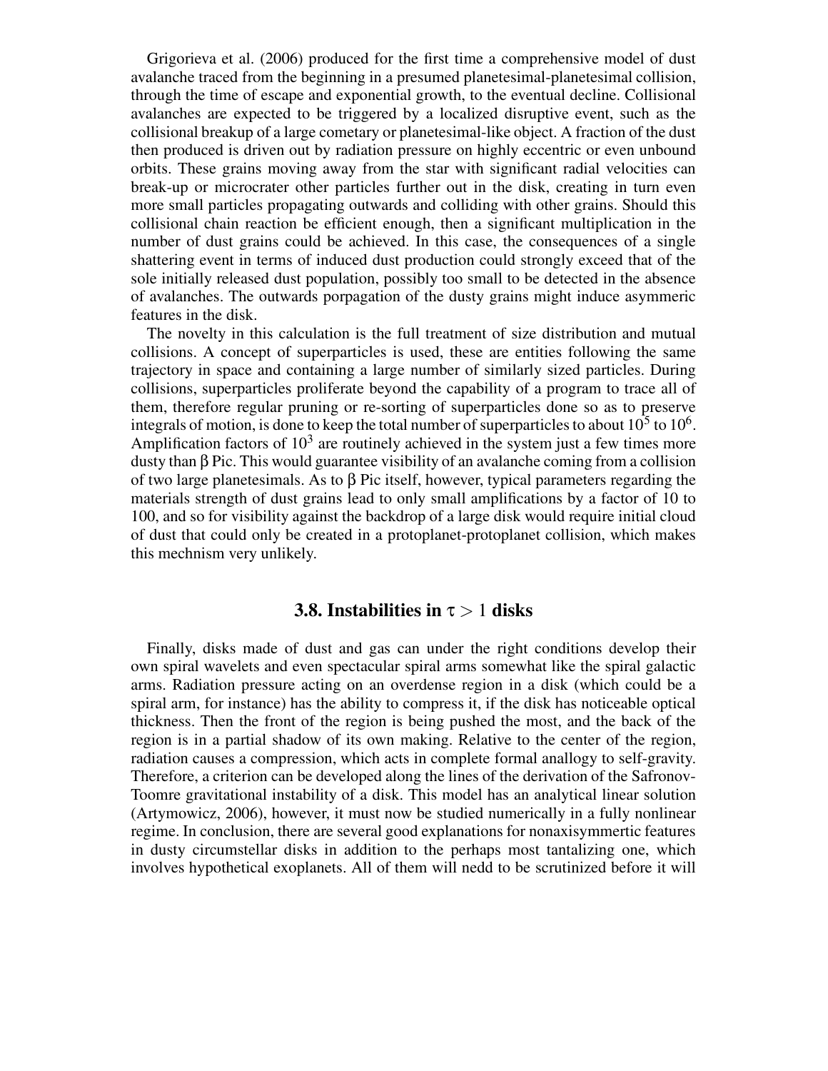Grigorieva et al. (2006) produced for the first time a comprehensive model of dust avalanche traced from the beginning in a presumed planetesimal-planetesimal collision, through the time of escape and exponential growth, to the eventual decline. Collisional avalanches are expected to be triggered by a localized disruptive event, such as the collisional breakup of a large cometary or planetesimal-like object. A fraction of the dust then produced is driven out by radiation pressure on highly eccentric or even unbound orbits. These grains moving away from the star with significant radial velocities can break-up or microcrater other particles further out in the disk, creating in turn even more small particles propagating outwards and colliding with other grains. Should this collisional chain reaction be efficient enough, then a significant multiplication in the number of dust grains could be achieved. In this case, the consequences of a single shattering event in terms of induced dust production could strongly exceed that of the sole initially released dust population, possibly too small to be detected in the absence of avalanches. The outwards porpagation of the dusty grains might induce asymmeric features in the disk.

The novelty in this calculation is the full treatment of size distribution and mutual collisions. A concept of superparticles is used, these are entities following the same trajectory in space and containing a large number of similarly sized particles. During collisions, superparticles proliferate beyond the capability of a program to trace all of them, therefore regular pruning or re-sorting of superparticles done so as to preserve integrals of motion, is done to keep the total number of superparticles to about $10^5$ to $10^6$. Amplification factors of $10^3$ are routinely achieved in the system just a few times more dusty than $\beta$ Pic. This would guarantee visibility of an avalanche coming from a collision of two large planetesimals. As to $\beta$ Pic itself, however, typical parameters regarding the materials strength of dust grains lead to only small amplifications by a factor of 10 to 100, and so for visibility against the backdrop of a large disk would require initial cloud of dust that could only be created in a protoplanet-protoplanet collision, which makes this mechnism very unlikely.

### 3.8. Instabilities in $\tau > 1$ disks

Finally, disks made of dust and gas can under the right conditions develop their own spiral wavelets and even spectacular spiral arms somewhat like the spiral galactic arms. Radiation pressure acting on an overdense region in a disk (which could be a spiral arm, for instance) has the ability to compress it, if the disk has noticeable optical thickness. Then the front of the region is being pushed the most, and the back of the region is in a partial shadow of its own making. Relative to the center of the region, radiation causes a compression, which acts in complete formal anallogy to self-gravity. Therefore, a criterion can be developed along the lines of the derivation of the Safronov-Toomre gravitational instability of a disk. This model has an analytical linear solution (Artymowicz, 2006), however, it must now be studied numerically in a fully nonlinear regime. In conclusion, there are several good explanations for nonaxisymmertic features in dusty circumstellar disks in addition to the perhaps most tantalizing one, which involves hypothetical exoplanets. All of them will nedd to be scrutinized before it will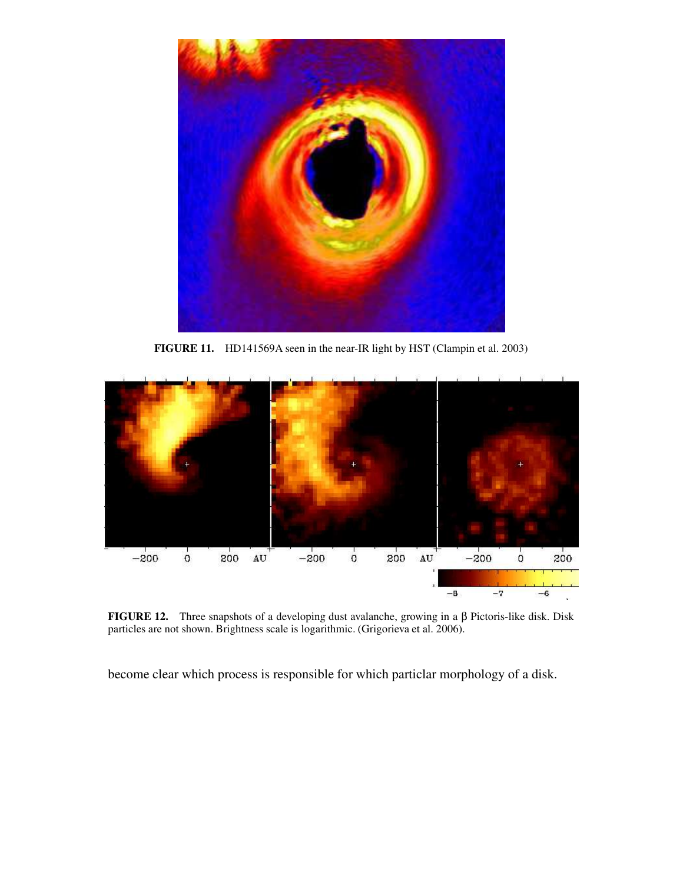**FIGURE 11.** HD141569A seen in the near-IR light by HST (Clampin et al. 2003)

**FIGURE 12.** Three snapshots of a developing dust avalanche, growing in a β Pictoris-like disk. Disk particles are not shown. Brightness scale is logarithmic. (Grigorieva et al. 2006).

become clear which process is responsible for which particlar morphology of a disk.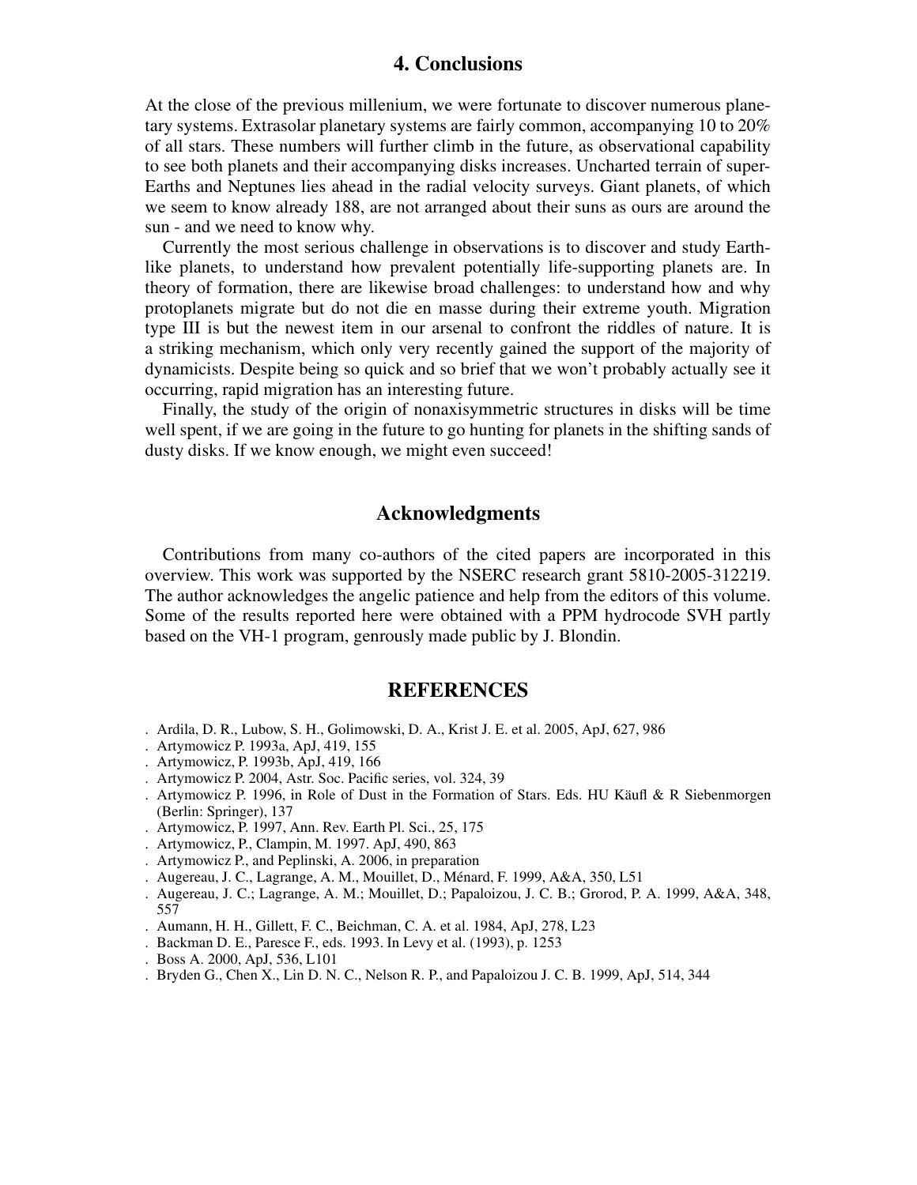## 4. Conclusions

At the close of the previous millenium, we were fortunate to discover numerous planetary systems. Extrasolar planetary systems are fairly common, accompanying 10 to 20% of all stars. These numbers will further climb in the future, as observational capability to see both planets and their accompanying disks increases. Uncharted terrain of super-Earths and Neptunes lies ahead in the radial velocity surveys. Giant planets, of which we seem to know already 188, are not arranged about their suns as ours are around the sun - and we need to know why.

Currently the most serious challenge in observations is to discover and study Earth-like planets, to understand how prevalent potentially life-supporting planets are. In theory of formation, there are likewise broad challenges: to understand how and why protoplanets migrate but do not die en masse during their extreme youth. Migration type III is but the newest item in our arsenal to confront the riddles of nature. It is a striking mechanism, which only very recently gained the support of the majority of dynamicists. Despite being so quick and so brief that we won't probably actually see it occurring, rapid migration has an interesting future.

Finally, the study of the origin of nonaxisymmetric structures in disks will be time well spent, if we are going in the future to go hunting for planets in the shifting sands of dusty disks. If we know enough, we might even succeed!

## Acknowledgments

Contributions from many co-authors of the cited papers are incorporated in this overview. This work was supported by the NSERC research grant 5810-2005-312219. The author acknowledges the angelic patience and help from the editors of this volume. Some of the results reported here were obtained with a PPM hydrocode SVH partly based on the VH-1 program, genrously made public by J. Blondin.

## REFERENCES

- Ardila, D. R., Lubow, S. H., Golimowski, D. A., Krist J. E. et al. 2005, ApJ, 627, 986
- Artymowicz P. 1993a, ApJ, 419, 155
- Artymowicz, P. 1993b, ApJ, 419, 166
- Artymowicz P. 2004, Astr. Soc. Pacific series, vol. 324, 39
- Artymowicz P. 1996, in Role of Dust in the Formation of Stars. Eds. HU Käufl & R Siebenmorgen (Berlin: Springer), 137
- Artymowicz, P. 1997, Ann. Rev. Earth Pl. Sci., 25, 175
- Artymowicz, P., Clampin, M. 1997. ApJ, 490, 863
- Artymowicz P., and Peplinski, A. 2006, in preparation
- Augereau, J. C., Lagrange, A. M., Mouillet, D., Ménard, F. 1999, A&A, 350, L51
- Augereau, J. C.; Lagrange, A. M.; Mouillet, D.; Papaloizou, J. C. B.; Grorod, P. A. 1999, A&A, 348, 557
- Aumann, H. H., Gillett, F. C., Beichman, C. A. et al. 1984, ApJ, 278, L23
- Backman D. E., Paresce F., eds. 1993. In Levy et al. (1993), p. 1253
- Boss A. 2000, ApJ, 536, L101
- Bryden G., Chen X., Lin D. N. C., Nelson R. P., and Papaloizou J. C. B. 1999, ApJ, 514, 344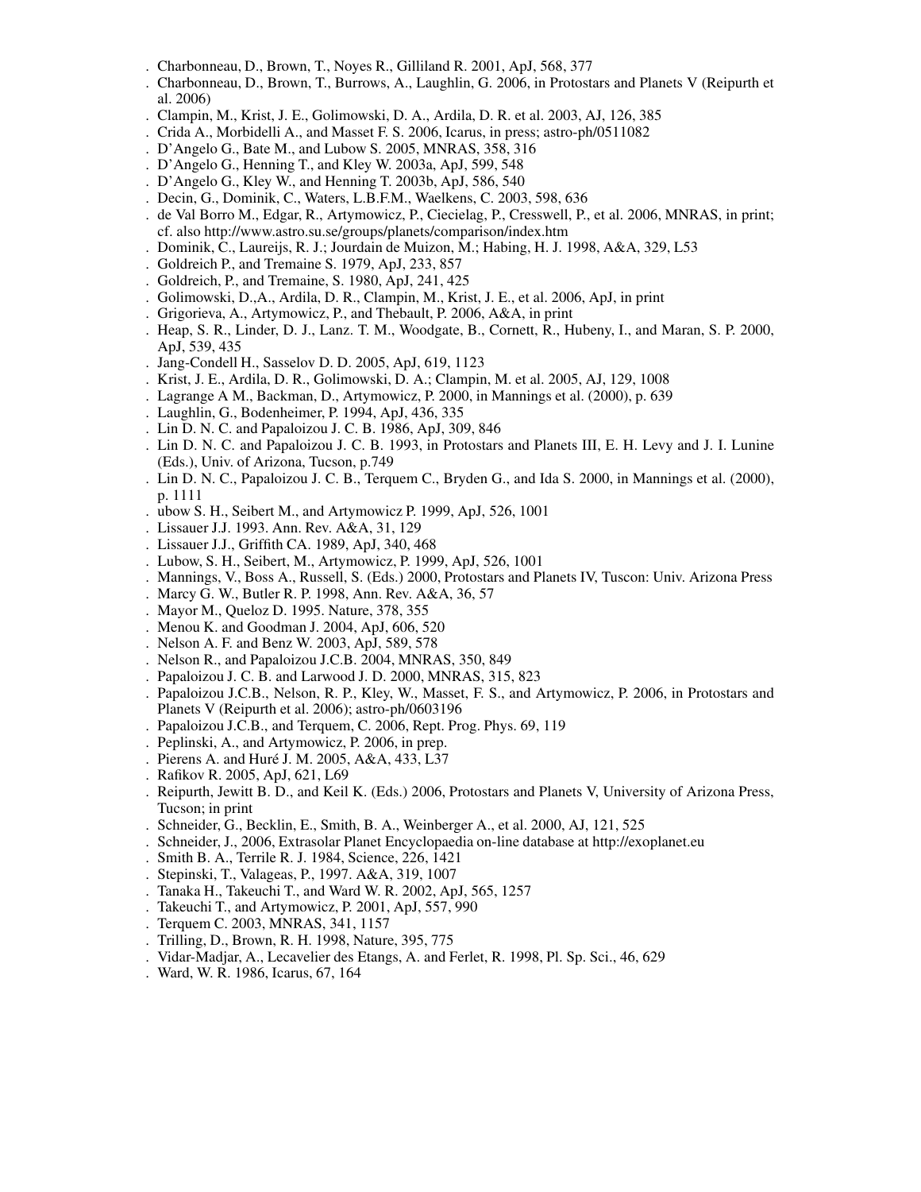. Charbonneau, D., Brown, T., Noyes R., Gilliland R. 2001, ApJ, 568, 377

. Charbonneau, D., Brown, T., Burrows, A., Laughlin, G. 2006, in Protostars and Planets V (Reipurth et al. 2006)

. Clampin, M., Krist, J. E., Golimowski, D. A., Ardila, D. R. et al. 2003, AJ, 126, 385

. Crida A., Morbidelli A., and Masset F. S. 2006, Icarus, in press; astro-ph/0511082

. D'Angelo G., Bate M., and Lubow S. 2005, MNRAS, 358, 316

. D'Angelo G., Henning T., and Kley W. 2003a, ApJ, 599, 548

. D'Angelo G., Kley W., and Henning T. 2003b, ApJ, 586, 540

. Decin, G., Dominik, C., Waters, L.B.F.M., Waelkens, C. 2003, 598, 636

. de Val Borro M., Edgar, R., Artymowicz, P., Ciecielag, P., Cresswell, P., et al. 2006, MNRAS, in print; cf. also http://www.astro.su.se/groups/planets/comparison/index.htm

. Dominik, C., Laureijs, R. J.; Jourdain de Muizon, M.; Habing, H. J. 1998, A&A, 329, L53

. Goldreich P., and Tremaine S. 1979, ApJ, 233, 857

. Goldreich, P., and Tremaine, S. 1980, ApJ, 241, 425

. Golimowski, D.,A., Ardila, D. R., Clampin, M., Krist, J. E., et al. 2006, ApJ, in print

. Grigorieva, A., Artymowicz, P., and Thebault, P. 2006, A&A, in print

. Heap, S. R., Linder, D. J., Lanz. T. M., Woodgate, B., Cornett, R., Hubeny, I., and Maran, S. P. 2000, ApJ, 539, 435

. Jang-Condell H., Sasselov D. D. 2005, ApJ, 619, 1123

. Krist, J. E., Ardila, D. R., Golimowski, D. A.; Clampin, M. et al. 2005, AJ, 129, 1008

. Lagrange A M., Backman, D., Artymowicz, P. 2000, in Mannings et al. (2000), p. 639

. Laughlin, G., Bodenheimer, P. 1994, ApJ, 436, 335

. Lin D. N. C. and Papaloizou J. C. B. 1986, ApJ, 309, 846

. Lin D. N. C. and Papaloizou J. C. B. 1993, in Protostars and Planets III, E. H. Levy and J. I. Lunine (Eds.), Univ. of Arizona, Tucson, p.749

. Lin D. N. C., Papaloizou J. C. B., Terquem C., Bryden G., and Ida S. 2000, in Mannings et al. (2000), p. 1111

. ubow S. H., Seibert M., and Artymowicz P. 1999, ApJ, 526, 1001

. Lissauer J.J. 1993. Ann. Rev. A&A, 31, 129

. Lissauer J.J., Griffith CA. 1989, ApJ, 340, 468

. Lubow, S. H., Seibert, M., Artymowicz, P. 1999, ApJ, 526, 1001

. Mannings, V., Boss A., Russell, S. (Eds.) 2000, Protostars and Planets IV, Tuscon: Univ. Arizona Press

. Marcy G. W., Butler R. P. 1998, Ann. Rev. A&A, 36, 57

. Mayor M., Queloz D. 1995. Nature, 378, 355

. Menou K. and Goodman J. 2004, ApJ, 606, 520

. Nelson A. F. and Benz W. 2003, ApJ, 589, 578

. Nelson R., and Papaloizou J.C.B. 2004, MNRAS, 350, 849

. Papaloizou J. C. B. and Larwood J. D. 2000, MNRAS, 315, 823

. Papaloizou J.C.B., Nelson, R. P., Kley, W., Masset, F. S., and Artymowicz, P. 2006, in Protostars and Planets V (Reipurth et al. 2006); astro-ph/0603196

. Papaloizou J.C.B., and Terquem, C. 2006, Rept. Prog. Phys. 69, 119

. Peplinski, A., and Artymowicz, P. 2006, in prep.

. Pierens A. and Huré J. M. 2005, A&A, 433, L37

. Rafikov R. 2005, ApJ, 621, L69

. Reipurth, Jewitt B. D., and Keil K. (Eds.) 2006, Protostars and Planets V, University of Arizona Press, Tucson; in print

. Schneider, G., Becklin, E., Smith, B. A., Weinberger A., et al. 2000, AJ, 121, 525

. Schneider, J., 2006, Extrasolar Planet Encyclopaedia on-line database at http://exoplanet.eu

. Smith B. A., Terrile R. J. 1984, Science, 226, 1421

. Stepinski, T., Valageas, P., 1997. A&A, 319, 1007

. Tanaka H., Takeuchi T., and Ward W. R. 2002, ApJ, 565, 1257

. Takeuchi T., and Artymowicz, P. 2001, ApJ, 557, 990

. Terquem C. 2003, MNRAS, 341, 1157

. Trilling, D., Brown, R. H. 1998, Nature, 395, 775

. Vidar-Madjar, A., Lecavelier des Etangs, A. and Ferlet, R. 1998, Pl. Sp. Sci., 46, 629

. Ward, W. R. 1986, Icarus, 67, 164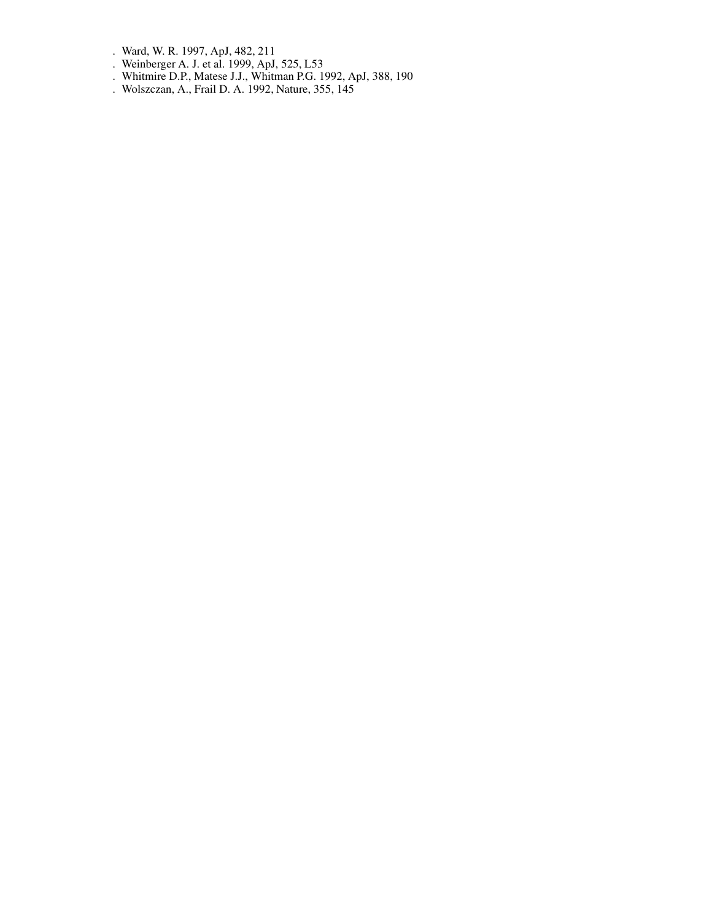. Ward, W. R. 1997, ApJ, 482, 211
. Weinberger A. J. et al. 1999, ApJ, 525, L53
. Whitmire D.P., Matese J.J., Whitman P.G. 1992, ApJ, 388, 190
. Wolszczan, A., Frail D. A. 1992, Nature, 355, 145